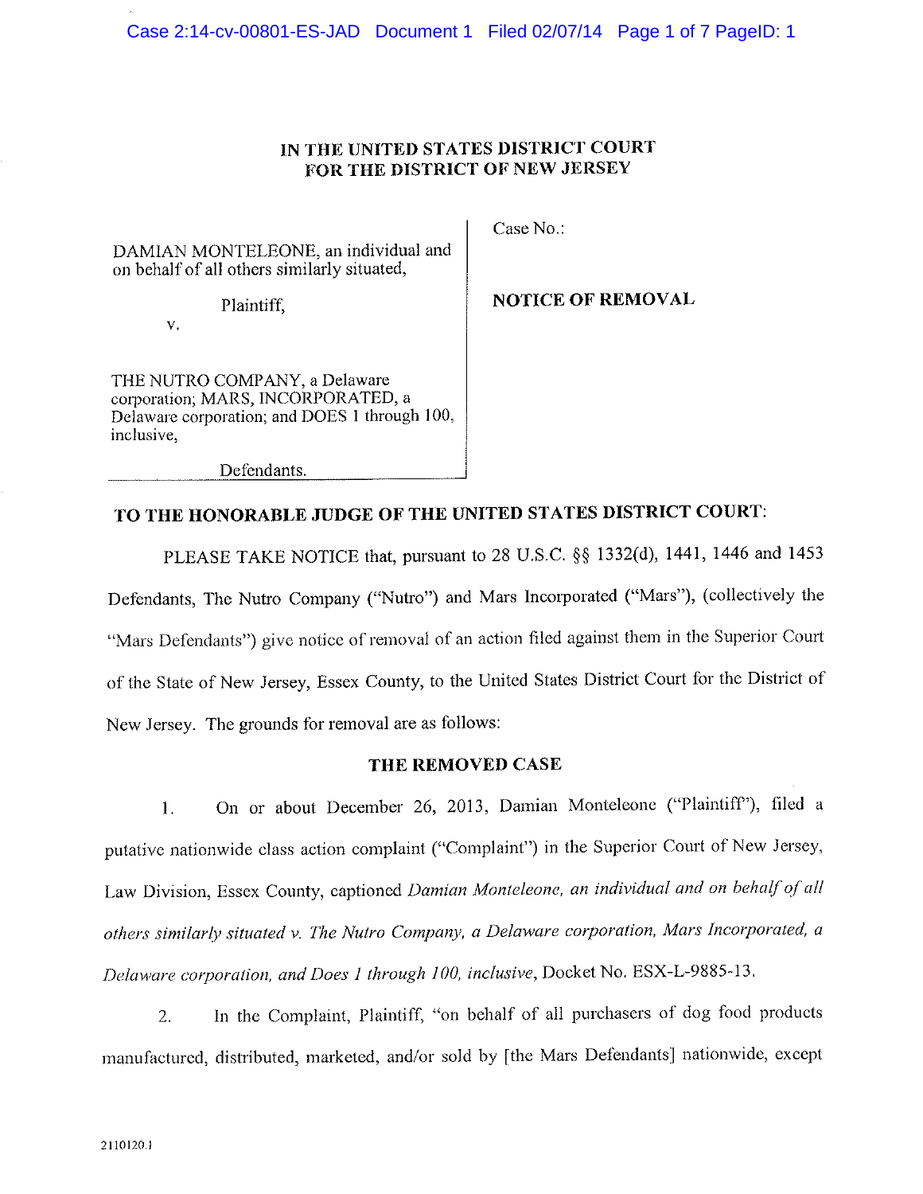# IN THE UNITED STATES DISTRICT COURT FOR THE DISTRICT OF NEW JERSEY

| | |
|---|---|
| DAMIAN MONTELEONE, an individual and on behalf of all others similarly situated,<br><br>Plaintiff,<br><br>v.<br><br>THE NUTRO COMPANY, a Delaware corporation; MARS, INCORPORATED, a Delaware corporation; and DOES 1 through 100, inclusive,<br><br>Defendants. | Case No.:<br><br>**NOTICE OF REMOVAL** |

**TO THE HONORABLE JUDGE OF THE UNITED STATES DISTRICT COURT:**

PLEASE TAKE NOTICE that, pursuant to 28 U.S.C. §§ 1332(d), 1441, 1446 and 1453 Defendants, The Nutro Company ("Nutro") and Mars Incorporated ("Mars"), (collectively the "Mars Defendants") give notice of removal of an action filed against them in the Superior Court of the State of New Jersey, Essex County, to the United States District Court for the District of New Jersey. The grounds for removal are as follows:

## THE REMOVED CASE

1. On or about December 26, 2013, Damian Monteleone ("Plaintiff"), filed a putative nationwide class action complaint ("Complaint") in the Superior Court of New Jersey, Law Division, Essex County, captioned *Damian Monteleone, an individual and on behalf of all others similarly situated v. The Nutro Company, a Delaware corporation, Mars Incorporated, a Delaware corporation, and Does 1 through 100, inclusive*, Docket No. ESX-L-9885-13.

2. In the Complaint, Plaintiff, "on behalf of all purchasers of dog food products manufactured, distributed, marketed, and/or sold by [the Mars Defendants] nationwide, except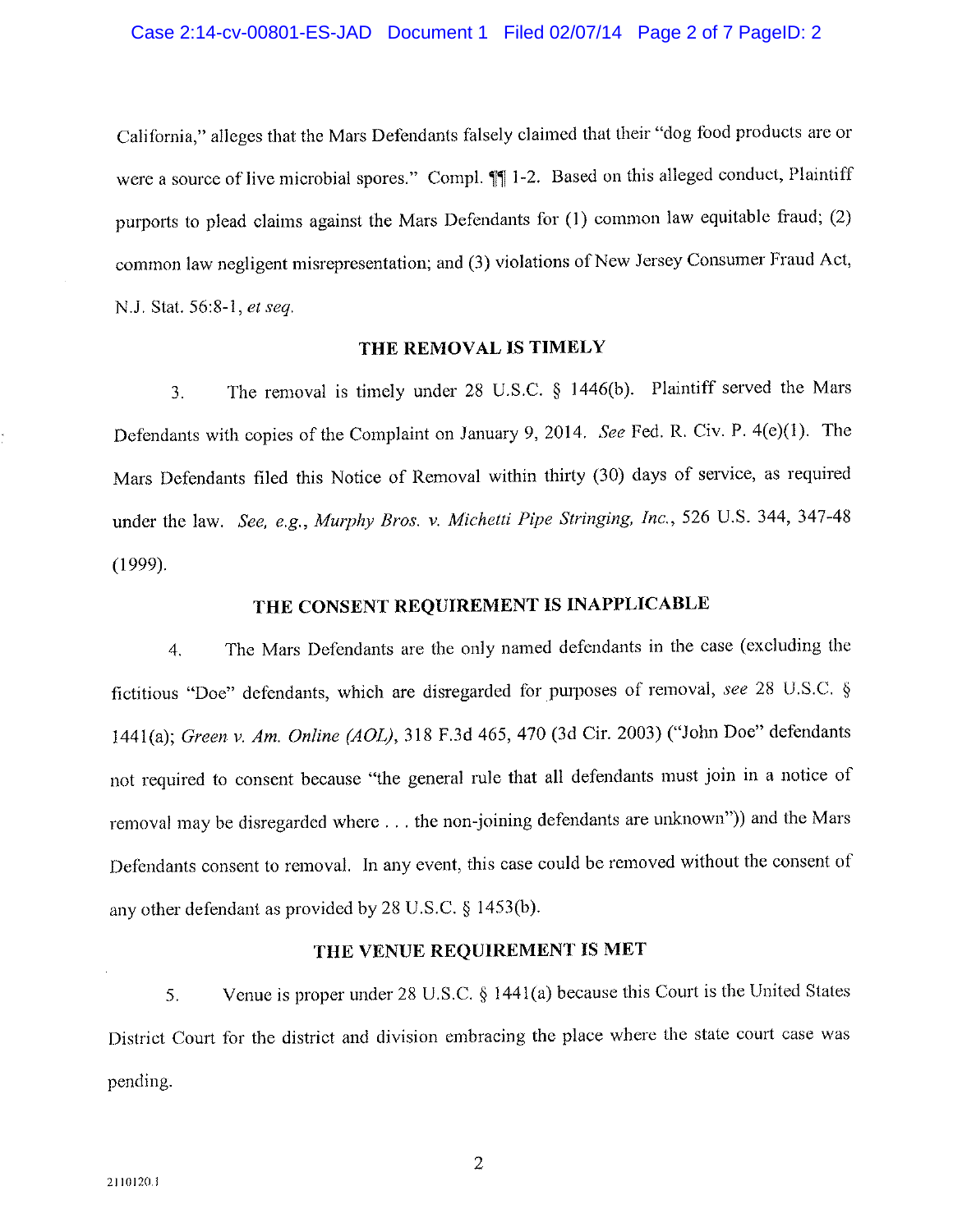California," alleges that the Mars Defendants falsely claimed that their "dog food products are or were a source of live microbial spores." Compl. ¶¶ 1-2. Based on this alleged conduct, Plaintiff purports to plead claims against the Mars Defendants for (1) common law equitable fraud; (2) common law negligent misrepresentation; and (3) violations of New Jersey Consumer Fraud Act, N.J. Stat. 56:8-1, *et seq.*

## THE REMOVAL IS TIMELY

3. The removal is timely under 28 U.S.C. § 1446(b). Plaintiff served the Mars Defendants with copies of the Complaint on January 9, 2014. *See* Fed. R. Civ. P. 4(e)(1). The Mars Defendants filed this Notice of Removal within thirty (30) days of service, as required under the law. *See, e.g., Murphy Bros. v. Michetti Pipe Stringing, Inc.*, 526 U.S. 344, 347-48 (1999).

## THE CONSENT REQUIREMENT IS INAPPLICABLE

4. The Mars Defendants are the only named defendants in the case (excluding the fictitious "Doe" defendants, which are disregarded for purposes of removal, *see* 28 U.S.C. § 1441(a); *Green v. Am. Online (AOL)*, 318 F.3d 465, 470 (3d Cir. 2003) ("John Doe" defendants not required to consent because "the general rule that all defendants must join in a notice of removal may be disregarded where . . . the non-joining defendants are unknown")) and the Mars Defendants consent to removal. In any event, this case could be removed without the consent of any other defendant as provided by 28 U.S.C. § 1453(b).

## THE VENUE REQUIREMENT IS MET

5. Venue is proper under 28 U.S.C. § 1441(a) because this Court is the United States District Court for the district and division embracing the place where the state court case was pending.

2110120.1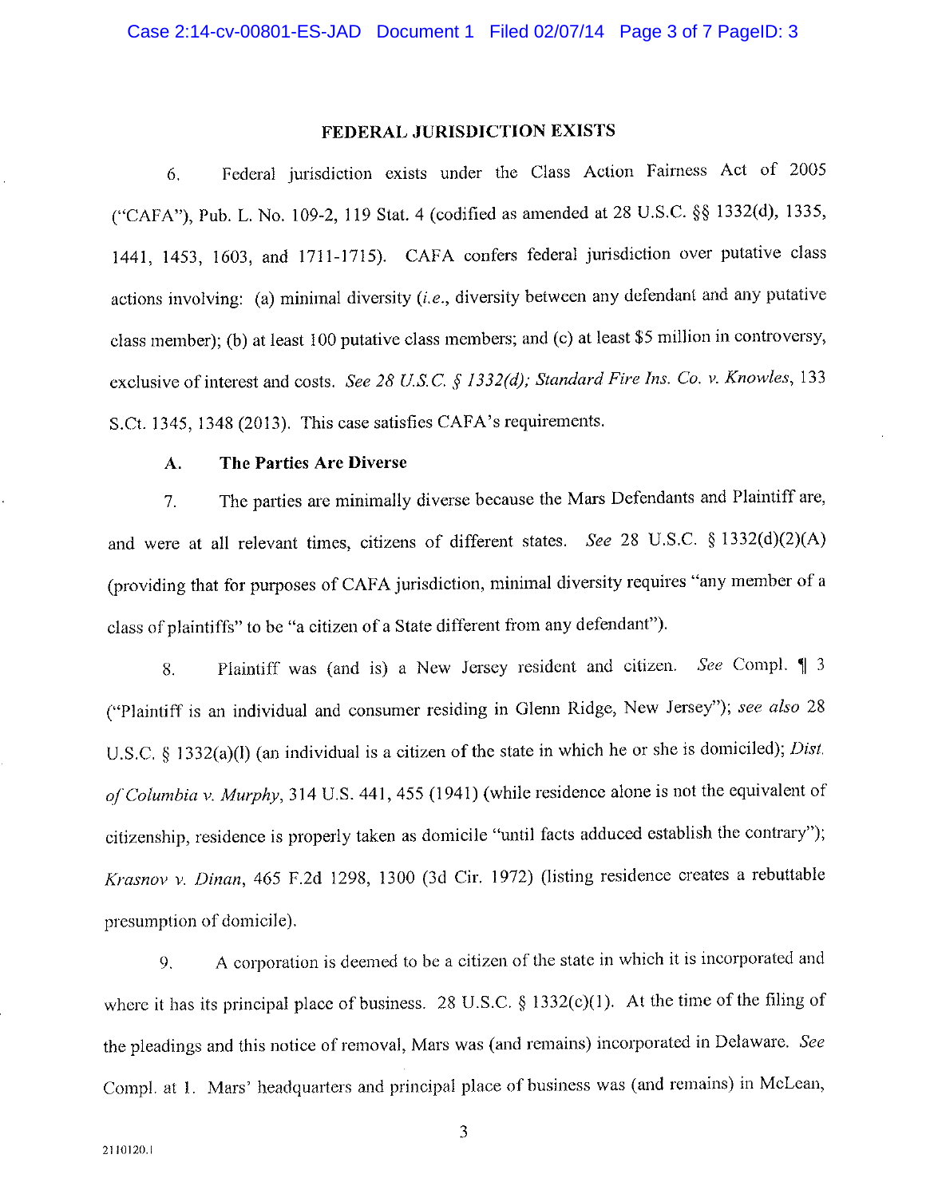## FEDERAL JURISDICTION EXISTS

6. Federal jurisdiction exists under the Class Action Fairness Act of 2005 ("CAFA"), Pub. L. No. 109-2, 119 Stat. 4 (codified as amended at 28 U.S.C. §§ 1332(d), 1335, 1441, 1453, 1603, and 1711-1715). CAFA confers federal jurisdiction over putative class actions involving: (a) minimal diversity (*i.e.*, diversity between any defendant and any putative class member); (b) at least 100 putative class members; and (c) at least $5 million in controversy, exclusive of interest and costs. *See 28 U.S.C. § 1332(d); Standard Fire Ins. Co. v. Knowles*, 133 S.Ct. 1345, 1348 (2013). This case satisfies CAFA's requirements.

### A. The Parties Are Diverse

7. The parties are minimally diverse because the Mars Defendants and Plaintiff are, and were at all relevant times, citizens of different states. *See* 28 U.S.C. § 1332(d)(2)(A) (providing that for purposes of CAFA jurisdiction, minimal diversity requires "any member of a class of plaintiffs" to be "a citizen of a State different from any defendant").

8. Plaintiff was (and is) a New Jersey resident and citizen. *See* Compl. ¶ 3 ("Plaintiff is an individual and consumer residing in Glenn Ridge, New Jersey"); *see also* 28 U.S.C. § 1332(a)(l) (an individual is a citizen of the state in which he or she is domiciled); *Dist. of Columbia v. Murphy*, 314 U.S. 441, 455 (1941) (while residence alone is not the equivalent of citizenship, residence is properly taken as domicile "until facts adduced establish the contrary"); *Krasnov v. Dinan*, 465 F.2d 1298, 1300 (3d Cir. 1972) (listing residence creates a rebuttable presumption of domicile).

9. A corporation is deemed to be a citizen of the state in which it is incorporated and where it has its principal place of business. 28 U.S.C. § 1332(c)(1). At the time of the filing of the pleadings and this notice of removal, Mars was (and remains) incorporated in Delaware. *See* Compl. at 1. Mars' headquarters and principal place of business was (and remains) in McLean,

2110120.1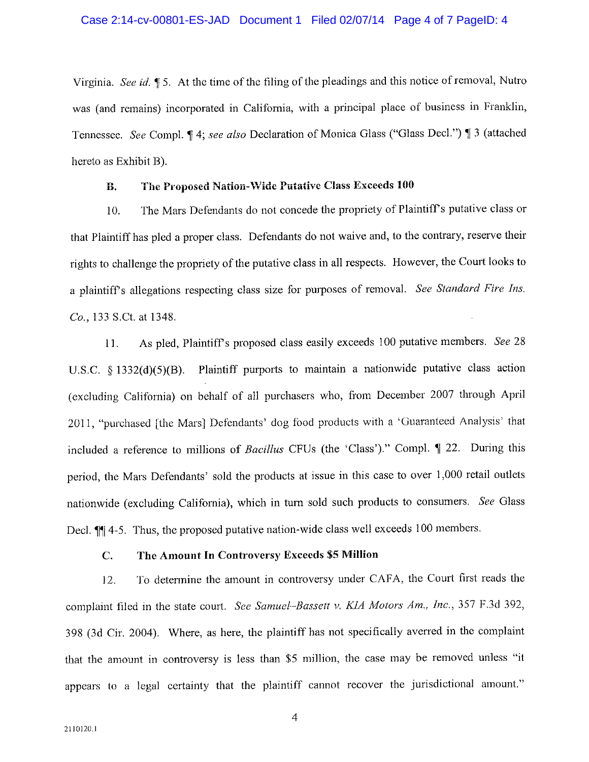Virginia. *See id.* ¶ 5. At the time of the filing of the pleadings and this notice of removal, Nutro was (and remains) incorporated in California, with a principal place of business in Franklin, Tennessee. *See* Compl. ¶ 4; *see also* Declaration of Monica Glass ("Glass Decl.") ¶ 3 (attached hereto as Exhibit B).

### B. The Proposed Nation-Wide Putative Class Exceeds 100

10. The Mars Defendants do not concede the propriety of Plaintiff's putative class or that Plaintiff has pled a proper class. Defendants do not waive and, to the contrary, reserve their rights to challenge the propriety of the putative class in all respects. However, the Court looks to a plaintiff's allegations respecting class size for purposes of removal. *See Standard Fire Ins. Co.*, 133 S.Ct. at 1348.

11. As pled, Plaintiff's proposed class easily exceeds 100 putative members. *See* 28 U.S.C. § 1332(d)(5)(B). Plaintiff purports to maintain a nationwide putative class action (excluding California) on behalf of all purchasers who, from December 2007 through April 2011, "purchased [the Mars] Defendants' dog food products with a 'Guaranteed Analysis' that included a reference to millions of *Bacillus* CFUs (the 'Class')." Compl. ¶ 22. During this period, the Mars Defendants' sold the products at issue in this case to over 1,000 retail outlets nationwide (excluding California), which in turn sold such products to consumers. *See* Glass Decl. ¶¶ 4-5. Thus, the proposed putative nation-wide class well exceeds 100 members.

### C. The Amount In Controversy Exceeds $5 Million

12. To determine the amount in controversy under CAFA, the Court first reads the complaint filed in the state court. *See Samuel–Bassett v. KIA Motors Am., Inc.*, 357 F.3d 392, 398 (3d Cir. 2004). Where, as here, the plaintiff has not specifically averred in the complaint that the amount in controversy is less than $5 million, the case may be removed unless "it appears to a legal certainty that the plaintiff cannot recover the jurisdictional amount."

2110120.1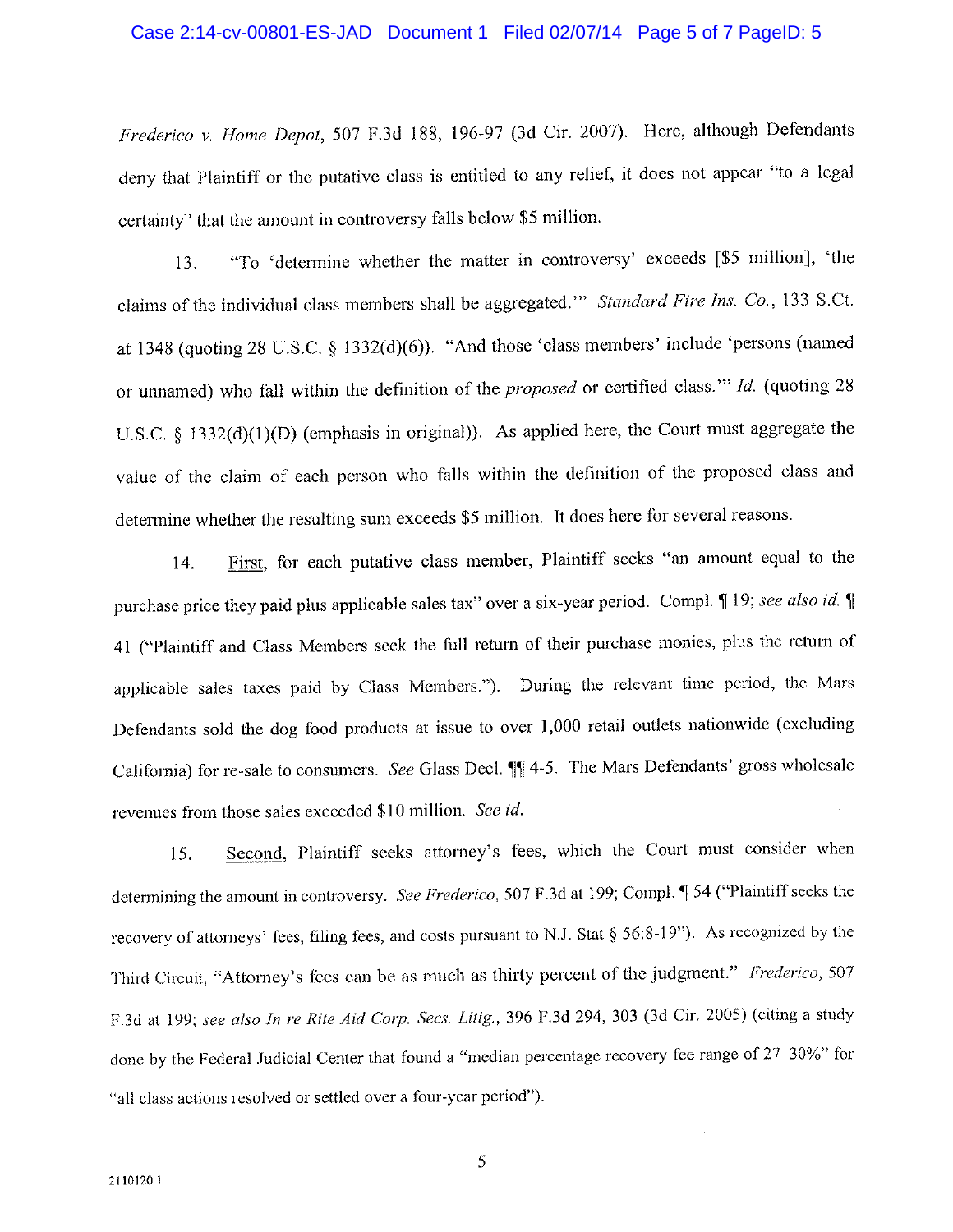*Frederico v. Home Depot*, 507 F.3d 188, 196-97 (3d Cir. 2007). Here, although Defendants deny that Plaintiff or the putative class is entitled to any relief, it does not appear "to a legal certainty" that the amount in controversy falls below $5 million.

13. "To 'determine whether the matter in controversy' exceeds [$5 million], 'the claims of the individual class members shall be aggregated.'" *Standard Fire Ins. Co.*, 133 S.Ct. at 1348 (quoting 28 U.S.C. § 1332(d)(6)). "And those 'class members' include 'persons (named or unnamed) who fall within the definition of the *proposed* or certified class.'" *Id.* (quoting 28 U.S.C. § 1332(d)(1)(D) (emphasis in original)). As applied here, the Court must aggregate the value of the claim of each person who falls within the definition of the proposed class and determine whether the resulting sum exceeds $5 million. It does here for several reasons.

14. First, for each putative class member, Plaintiff seeks "an amount equal to the purchase price they paid plus applicable sales tax" over a six-year period. Compl. ¶ 19; *see also id.* ¶ 41 ("Plaintiff and Class Members seek the full return of their purchase monies, plus the return of applicable sales taxes paid by Class Members."). During the relevant time period, the Mars Defendants sold the dog food products at issue to over 1,000 retail outlets nationwide (excluding California) for re-sale to consumers. *See* Glass Decl. ¶¶ 4-5. The Mars Defendants' gross wholesale revenues from those sales exceeded $10 million. *See id.*

15. Second, Plaintiff seeks attorney's fees, which the Court must consider when determining the amount in controversy. *See Frederico*, 507 F.3d at 199; Compl. ¶ 54 ("Plaintiff seeks the recovery of attorneys' fees, filing fees, and costs pursuant to N.J. Stat § 56:8-19"). As recognized by the Third Circuit, "Attorney's fees can be as much as thirty percent of the judgment." *Frederico*, 507 F.3d at 199; *see also In re Rite Aid Corp. Secs. Litig.*, 396 F.3d 294, 303 (3d Cir. 2005) (citing a study done by the Federal Judicial Center that found a "median percentage recovery fee range of 27–30%" for "all class actions resolved or settled over a four-year period").

2110120.1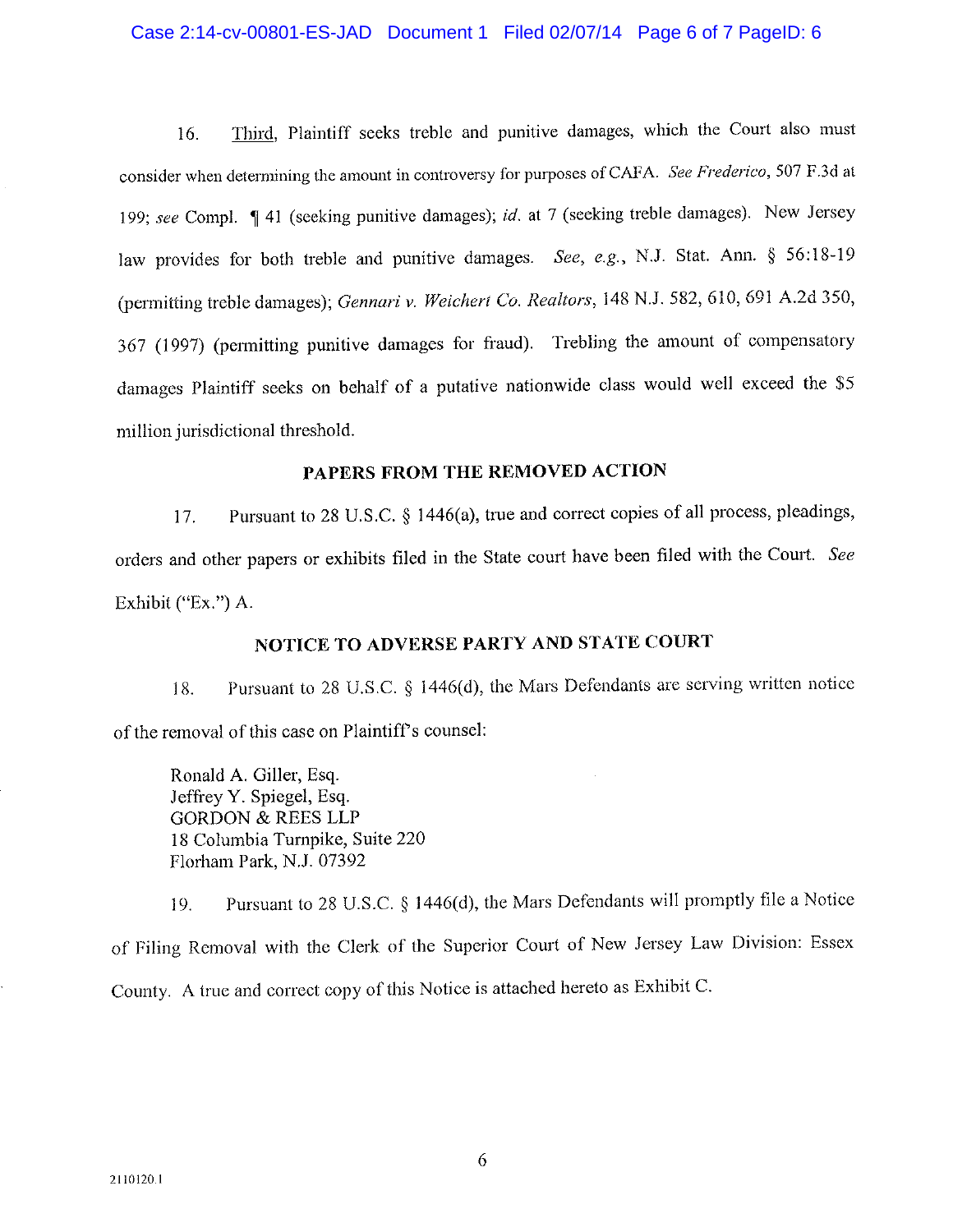16. Third, Plaintiff seeks treble and punitive damages, which the Court also must consider when determining the amount in controversy for purposes of CAFA. *See Frederico*, 507 F.3d at 199; *see* Compl. ¶ 41 (seeking punitive damages); *id.* at 7 (seeking treble damages). New Jersey law provides for both treble and punitive damages. *See, e.g.*, N.J. Stat. Ann. § 56:18-19 (permitting treble damages); *Gennari v. Weichert Co. Realtors*, 148 N.J. 582, 610, 691 A.2d 350, 367 (1997) (permitting punitive damages for fraud). Trebling the amount of compensatory damages Plaintiff seeks on behalf of a putative nationwide class would well exceed the $5 million jurisdictional threshold.

## PAPERS FROM THE REMOVED ACTION

17. Pursuant to 28 U.S.C. § 1446(a), true and correct copies of all process, pleadings, orders and other papers or exhibits filed in the State court have been filed with the Court. *See* Exhibit ("Ex.") A.

## NOTICE TO ADVERSE PARTY AND STATE COURT

18. Pursuant to 28 U.S.C. § 1446(d), the Mars Defendants are serving written notice of the removal of this case on Plaintiff's counsel:

Ronald A. Giller, Esq.
Jeffrey Y. Spiegel, Esq.
GORDON & REES LLP
18 Columbia Turnpike, Suite 220
Florham Park, N.J. 07392

19. Pursuant to 28 U.S.C. § 1446(d), the Mars Defendants will promptly file a Notice of Filing Removal with the Clerk of the Superior Court of New Jersey Law Division: Essex County. A true and correct copy of this Notice is attached hereto as Exhibit C.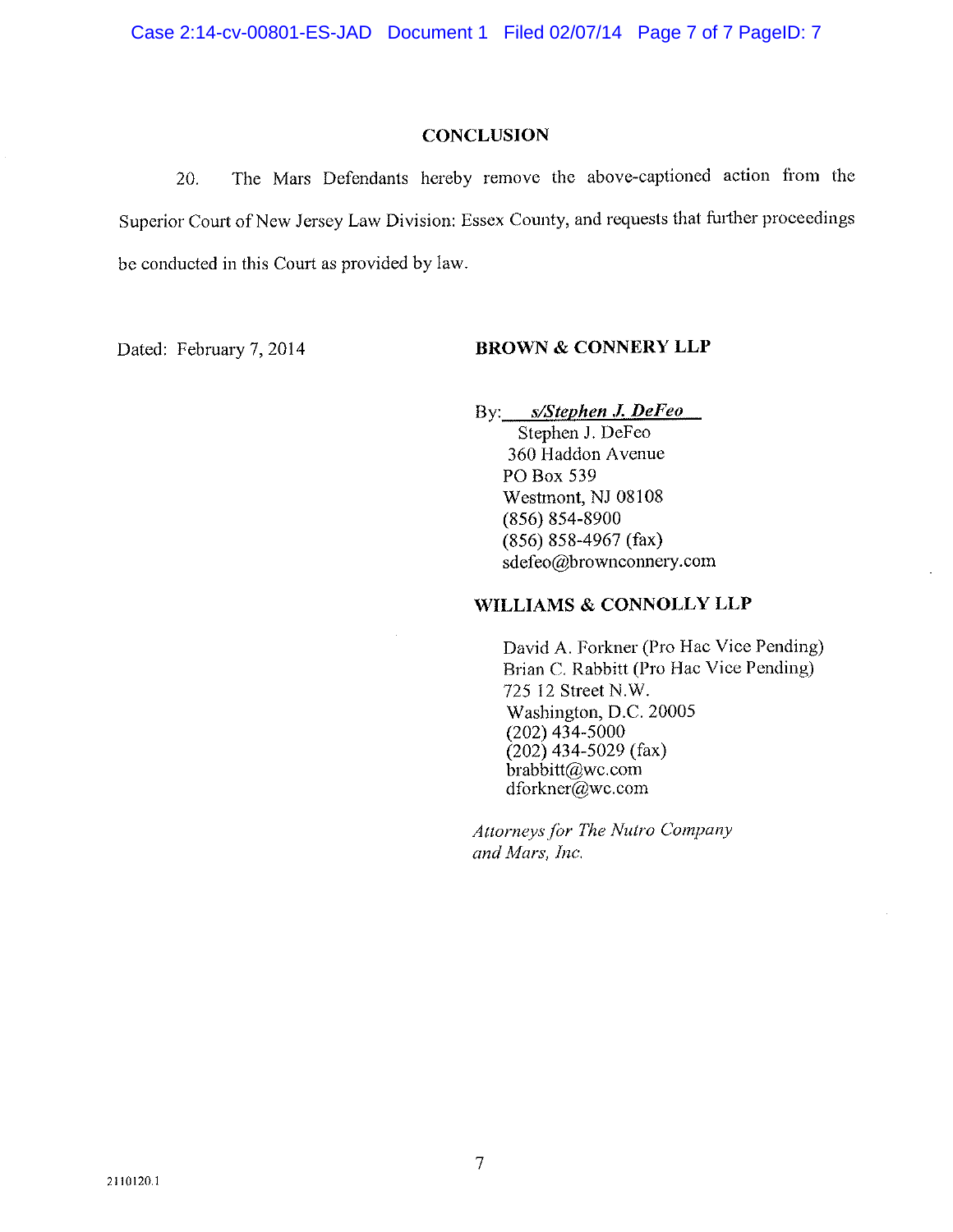## CONCLUSION

20. The Mars Defendants hereby remove the above-captioned action from the Superior Court of New Jersey Law Division: Essex County, and requests that further proceedings be conducted in this Court as provided by law.

Dated: February 7, 2014

**BROWN & CONNERY LLP**

By: *s/Stephen J. DeFeo*
Stephen J. DeFeo
360 Haddon Avenue
PO Box 539
Westmont, NJ 08108
(856) 854-8900
(856) 858-4967 (fax)
sdefeo@brownconnery.com

**WILLIAMS & CONNOLLY LLP**

David A. Forkner (Pro Hac Vice Pending)
Brian C. Rabbitt (Pro Hac Vice Pending)
725 12 Street N.W.
Washington, D.C. 20005
(202) 434-5000
(202) 434-5029 (fax)
brabbitt@wc.com
dforkner@wc.com

*Attorneys for The Nutro Company and Mars, Inc.*

2110120.1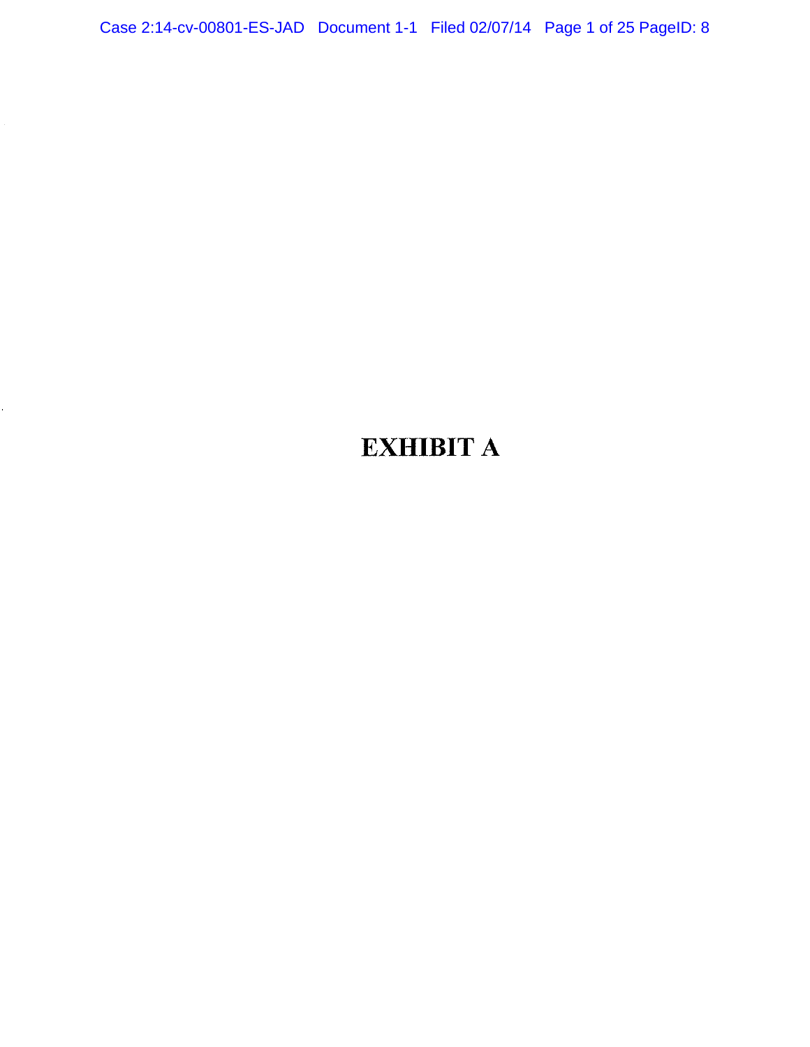# EXHIBIT A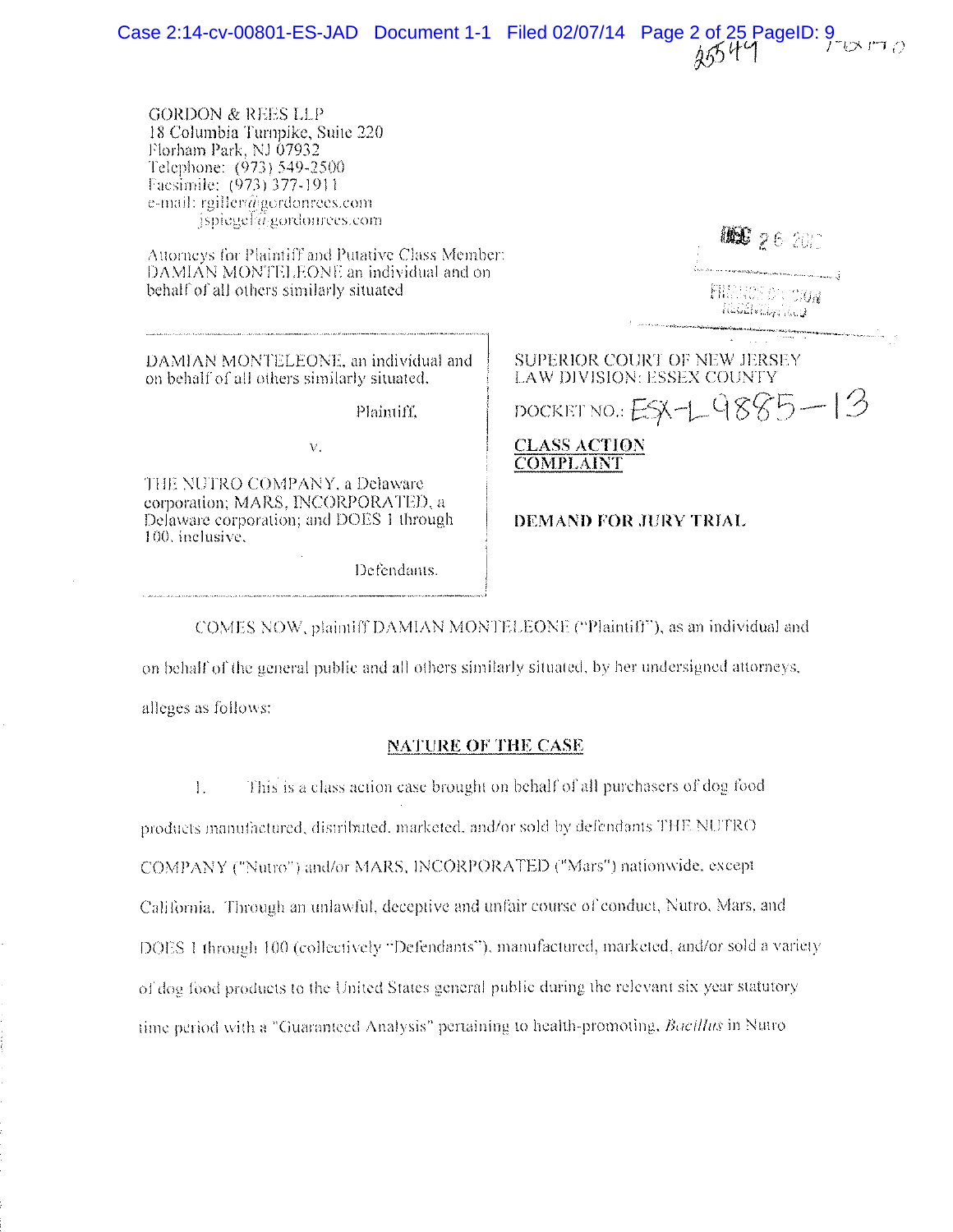GORDON & REES LLP
18 Columbia Turnpike, Suite 220
Florham Park, NJ 07932
Telephone: (973) 549-2500
Facsimile: (973) 377-1911
e-mail: rgiller@gordonrees.com
jspiegel@gordonrees.com

Attorneys for Plaintiff and Putative Class Member:
DAMIAN MONTELEONE an individual and on behalf of all others similarly situated

| | |
|---|---|
| DAMIAN MONTELEONE, an individual and on behalf of all others similarly situated,<br><br>Plaintiff,<br><br>v.<br><br>THE NUTRO COMPANY, a Delaware corporation; MARS, INCORPORATED, a Delaware corporation; and DOES 1 through 100, inclusive,<br><br>Defendants. | SUPERIOR COURT OF NEW JERSEY<br>LAW DIVISION: ESSEX COUNTY<br><br>DOCKET NO.: ESX-L-9885-13<br><br>**CLASS ACTION COMPLAINT**<br><br>**DEMAND FOR JURY TRIAL** |

COMES NOW, plaintiff DAMIAN MONTELEONE ("Plaintiff"), as an individual and on behalf of the general public and all others similarly situated, by her undersigned attorneys, alleges as follows:

## NATURE OF THE CASE

1. This is a class action case brought on behalf of all purchasers of dog food products manufactured, distributed, marketed, and/or sold by defendants THE NUTRO COMPANY ("Nutro") and/or MARS, INCORPORATED ("Mars") nationwide, except California. Through an unlawful, deceptive and unfair course of conduct, Nutro, Mars, and DOES 1 through 100 (collectively "Defendants"), manufactured, marketed, and/or sold a variety of dog food products to the United States general public during the relevant six year statutory time period with a "Guaranteed Analysis" pertaining to health-promoting, *Bacillus* in Nutro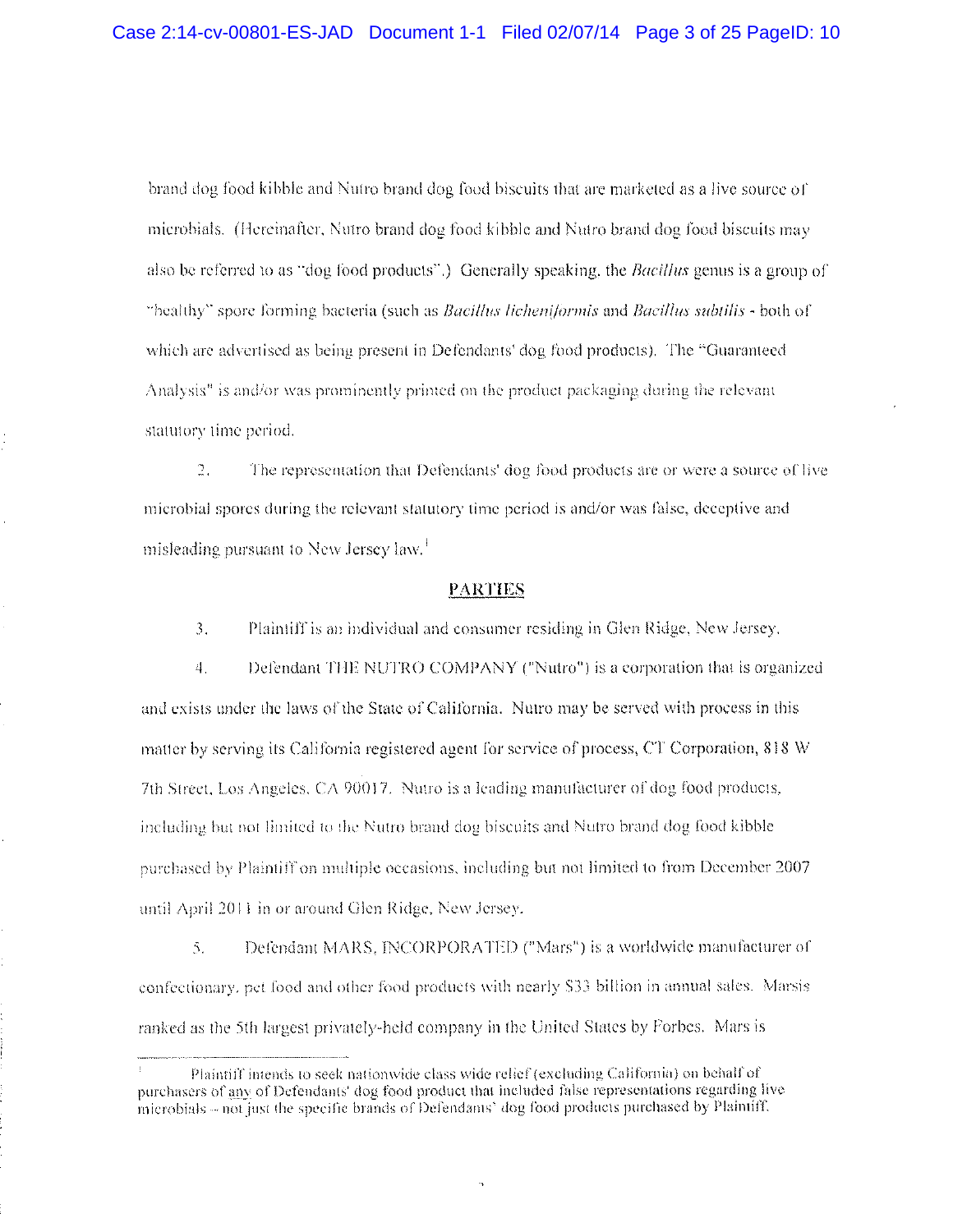brand dog food kibble and Nutro brand dog food biscuits that are marketed as a live source of microbials. (Hereinafter, Nutro brand dog food kibble and Nutro brand dog food biscuits may also be referred to as "dog food products".) Generally speaking, the *Bacillus* genus is a group of "healthy" spore forming bacteria (such as *Bacillus licheniformis* and *Bacillus subtilis* - both of which are advertised as being present in Defendants' dog food products). The "Guaranteed Analysis" is and/or was prominently printed on the product packaging during the relevant statutory time period.

2. The representation that Defendants' dog food products are or were a source of live microbial spores during the relevant statutory time period is and/or was false, deceptive and misleading pursuant to New Jersey law.[1]

## PARTIES

3. Plaintiff is an individual and consumer residing in Glen Ridge, New Jersey.

4. Defendant THE NUTRO COMPANY ("Nutro") is a corporation that is organized and exists under the laws of the State of California. Nutro may be served with process in this matter by serving its California registered agent for service of process, CT Corporation, 818 W 7th Street, Los Angeles, CA 90017. Nutro is a leading manufacturer of dog food products, including but not limited to the Nutro brand dog biscuits and Nutro brand dog food kibble purchased by Plaintiff on multiple occasions, including but not limited to from December 2007 until April 2011 in or around Glen Ridge, New Jersey.

5. Defendant MARS, INCORPORATED ("Mars") is a worldwide manufacturer of confectionary, pet food and other food products with nearly $33 billion in annual sales. Marsis ranked as the 5th largest privately-held company in the United States by Forbes. Mars is

---

[1] Plaintiff intends to seek nationwide class wide relief (excluding California) on behalf of purchasers of <u>any</u> of Defendants' dog food product that included false representations regarding live microbials – not just the specific brands of Defendants' dog food products purchased by Plaintiff.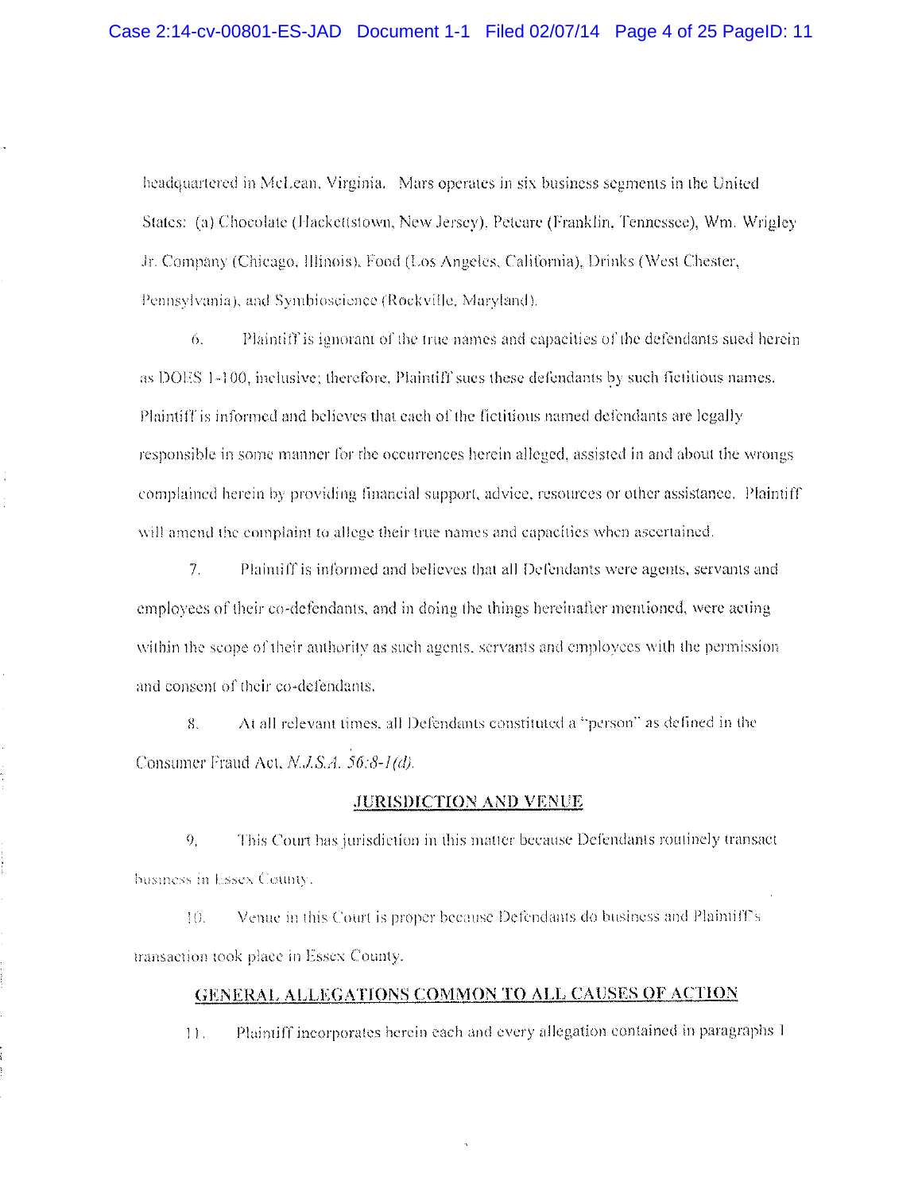headquartered in McLean, Virginia. Mars operates in six business segments in the United States: (a) Chocolate (Hackettstown, New Jersey), Petcare (Franklin, Tennessee), Wm. Wrigley Jr. Company (Chicago, Illinois), Food (Los Angeles, California), Drinks (West Chester, Pennsylvania), and Symbioscience (Rockville, Maryland).

6. Plaintiff is ignorant of the true names and capacities of the defendants sued herein as DOES 1-100, inclusive; therefore, Plaintiff sues these defendants by such fictitious names. Plaintiff is informed and believes that each of the fictitious named defendants are legally responsible in some manner for the occurrences herein alleged, assisted in and about the wrongs complained herein by providing financial support, advice, resources or other assistance. Plaintiff will amend the complaint to allege their true names and capacities when ascertained.

7. Plaintiff is informed and believes that all Defendants were agents, servants and employees of their co-defendants, and in doing the things hereinafter mentioned, were acting within the scope of their authority as such agents, servants and employees with the permission and consent of their co-defendants.

8. At all relevant times, all Defendants constituted a "person" as defined in the Consumer Fraud Act, *N.J.S.A. 56:8-1(d)*.

## JURISDICTION AND VENUE

9. This Court has jurisdiction in this matter because Defendants routinely transact business in Essex County.

10. Venue in this Court is proper because Defendants do business and Plaintiff's transaction took place in Essex County.

## GENERAL ALLEGATIONS COMMON TO ALL CAUSES OF ACTION

11. Plaintiff incorporates herein each and every allegation contained in paragraphs 1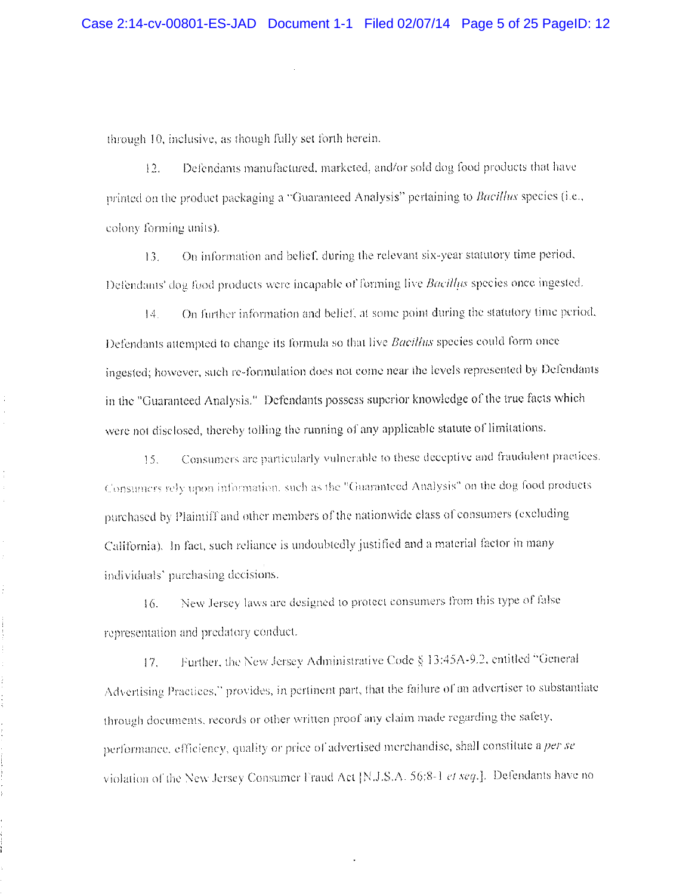through 10, inclusive, as though fully set forth herein.

12. Defendants manufactured, marketed, and/or sold dog food products that have printed on the product packaging a "Guaranteed Analysis" pertaining to *Bacillus* species (i.e., colony forming units).

13. On information and belief, during the relevant six-year statutory time period, Defendants' dog food products were incapable of forming live *Bacillus* species once ingested.

14. On further information and belief, at some point during the statutory time period, Defendants attempted to change its formula so that live *Bacillus* species could form once ingested; however, such re-formulation does not come near the levels represented by Defendants in the "Guaranteed Analysis." Defendants possess superior knowledge of the true facts which were not disclosed, thereby tolling the running of any applicable statute of limitations.

15. Consumers are particularly vulnerable to these deceptive and fraudulent practices. Consumers rely upon information, such as the "Guaranteed Analysis" on the dog food products purchased by Plaintiff and other members of the nationwide class of consumers (excluding California). In fact, such reliance is undoubtedly justified and a material factor in many individuals' purchasing decisions.

16. New Jersey laws are designed to protect consumers from this type of false representation and predatory conduct.

17. Further, the New Jersey Administrative Code § 13:45A-9.2, entitled "General Advertising Practices," provides, in pertinent part, that the failure of an advertiser to substantiate through documents, records or other written proof any claim made regarding the safety, performance, efficiency, quality or price of advertised merchandise, shall constitute a *per se* violation of the New Jersey Consumer Fraud Act [N.J.S.A. 56:8-1 *et seq.*]. Defendants have no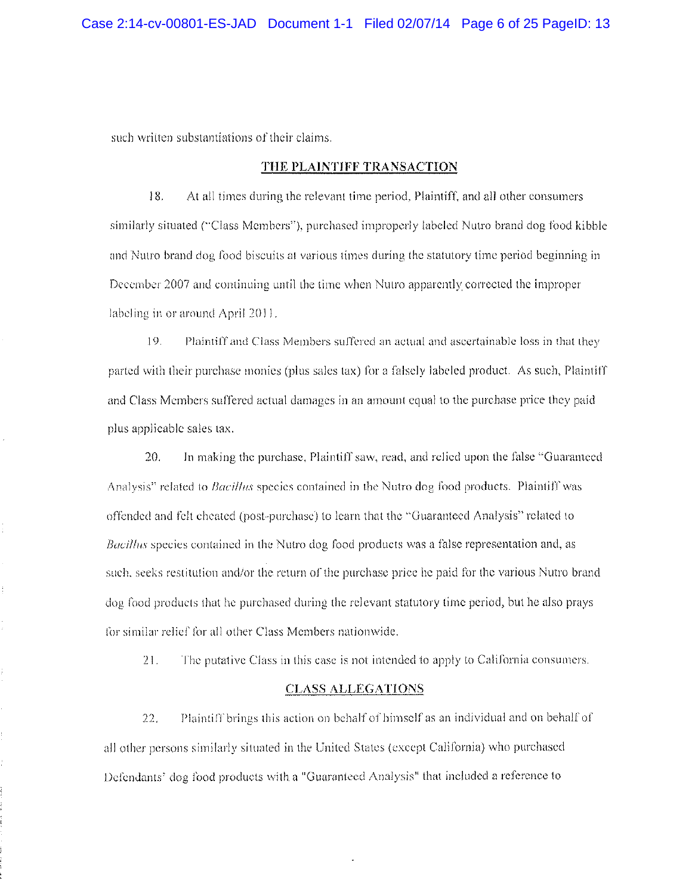such written substantiations of their claims.

## THE PLAINTIFF TRANSACTION

18. At all times during the relevant time period, Plaintiff, and all other consumers similarly situated ("Class Members"), purchased improperly labeled Nutro brand dog food kibble and Nutro brand dog food biscuits at various times during the statutory time period beginning in December 2007 and continuing until the time when Nutro apparently corrected the improper labeling in or around April 2011.

19. Plaintiff and Class Members suffered an actual and ascertainable loss in that they parted with their purchase monies (plus sales tax) for a falsely labeled product. As such, Plaintiff and Class Members suffered actual damages in an amount equal to the purchase price they paid plus applicable sales tax.

20. In making the purchase, Plaintiff saw, read, and relied upon the false "Guaranteed Analysis" related to *Bacillus* species contained in the Nutro dog food products. Plaintiff was offended and felt cheated (post-purchase) to learn that the "Guaranteed Analysis" related to *Bacillus* species contained in the Nutro dog food products was a false representation and, as such, seeks restitution and/or the return of the purchase price he paid for the various Nutro brand dog food products that he purchased during the relevant statutory time period, but he also prays for similar relief for all other Class Members nationwide.

21. The putative Class in this case is not intended to apply to California consumers.

## CLASS ALLEGATIONS

22. Plaintiff brings this action on behalf of himself as an individual and on behalf of all other persons similarly situated in the United States (except California) who purchased Defendants' dog food products with a "Guaranteed Analysis" that included a reference to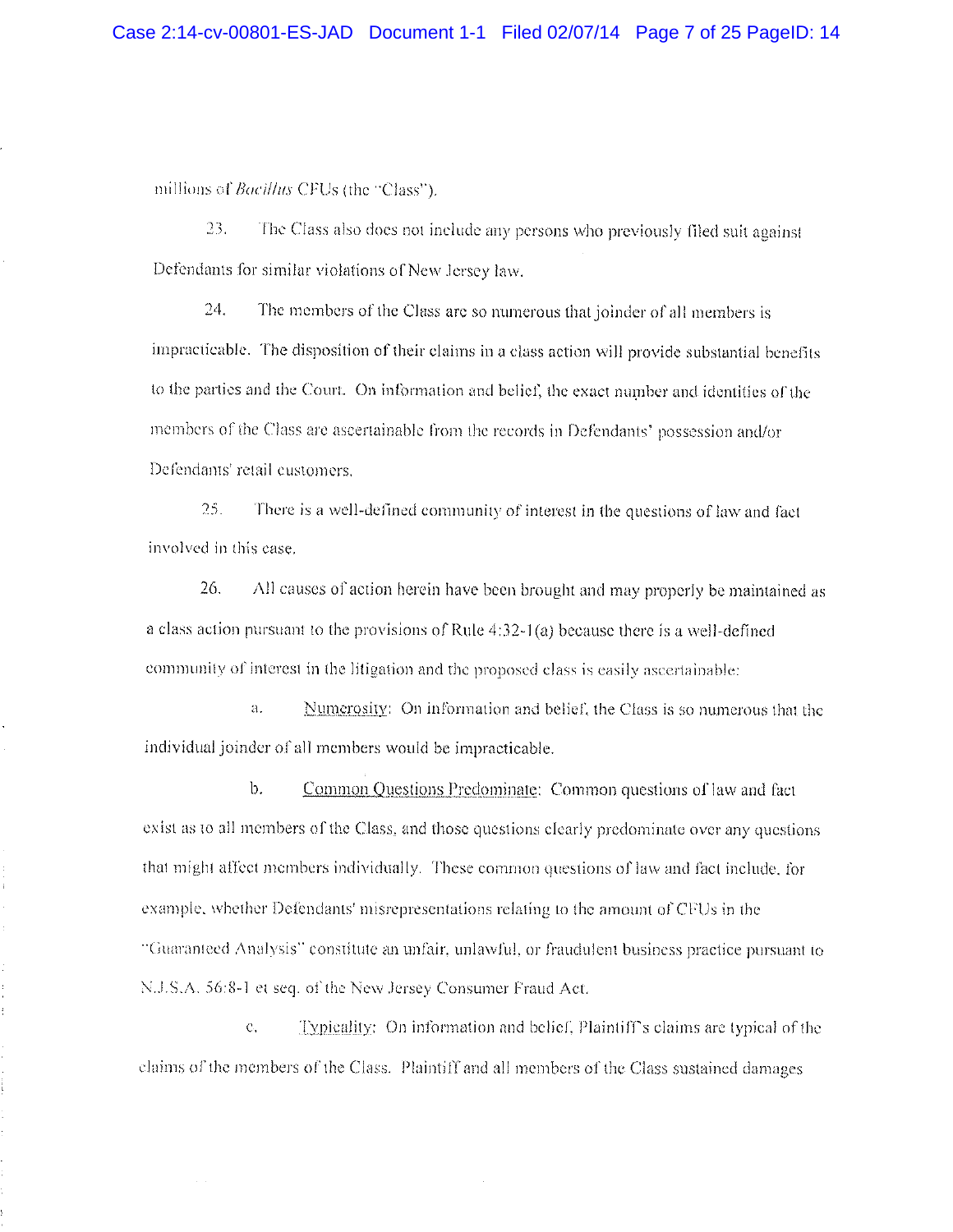millions of *Bacillus* CFUs (the "Class").

23. The Class also does not include any persons who previously filed suit against Defendants for similar violations of New Jersey law.

24. The members of the Class are so numerous that joinder of all members is impracticable. The disposition of their claims in a class action will provide substantial benefits to the parties and the Court. On information and belief, the exact number and identities of the members of the Class are ascertainable from the records in Defendants' possession and/or Defendants' retail customers.

25. There is a well-defined community of interest in the questions of law and fact involved in this case.

26. All causes of action herein have been brought and may properly be maintained as a class action pursuant to the provisions of Rule 4:32-1(a) because there is a well-defined community of interest in the litigation and the proposed class is easily ascertainable:

a. Numerosity: On information and belief, the Class is so numerous that the individual joinder of all members would be impracticable.

b. Common Questions Predominate: Common questions of law and fact exist as to all members of the Class, and those questions clearly predominate over any questions that might affect members individually. These common questions of law and fact include, for example, whether Defendants' misrepresentations relating to the amount of CFUs in the "Guaranteed Analysis" constitute an unfair, unlawful, or fraudulent business practice pursuant to N.J.S.A. 56:8-1 et seq. of the New Jersey Consumer Fraud Act.

c. Typicality: On information and belief, Plaintiff's claims are typical of the claims of the members of the Class. Plaintiff and all members of the Class sustained damages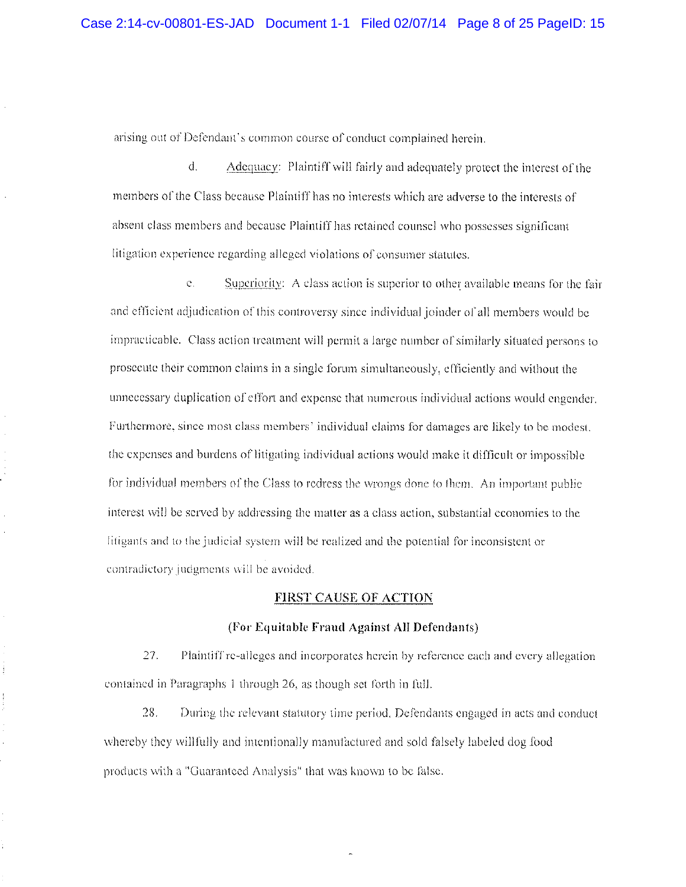arising out of Defendant's common course of conduct complained herein.

d. Adequacy: Plaintiff will fairly and adequately protect the interest of the members of the Class because Plaintiff has no interests which are adverse to the interests of absent class members and because Plaintiff has retained counsel who possesses significant litigation experience regarding alleged violations of consumer statutes.

e. Superiority: A class action is superior to other available means for the fair and efficient adjudication of this controversy since individual joinder of all members would be impracticable. Class action treatment will permit a large number of similarly situated persons to prosecute their common claims in a single forum simultaneously, efficiently and without the unnecessary duplication of effort and expense that numerous individual actions would engender. Furthermore, since most class members' individual claims for damages are likely to be modest, the expenses and burdens of litigating individual actions would make it difficult or impossible for individual members of the Class to redress the wrongs done to them. An important public interest will be served by addressing the matter as a class action, substantial economies to the litigants and to the judicial system will be realized and the potential for inconsistent or contradictory judgments will be avoided.

## FIRST CAUSE OF ACTION

**(For Equitable Fraud Against All Defendants)**

27. Plaintiff re-alleges and incorporates herein by reference each and every allegation contained in Paragraphs 1 through 26, as though set forth in full.

28. During the relevant statutory time period, Defendants engaged in acts and conduct whereby they willfully and intentionally manufactured and sold falsely labeled dog food products with a "Guaranteed Analysis" that was known to be false.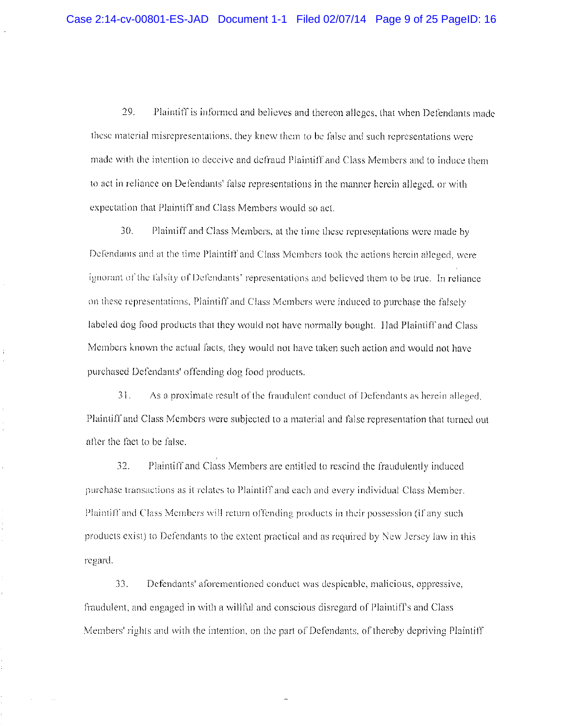29. Plaintiff is informed and believes and thereon alleges, that when Defendants made these material misrepresentations, they knew them to be false and such representations were made with the intention to deceive and defraud Plaintiff and Class Members and to induce them to act in reliance on Defendants' false representations in the manner herein alleged, or with expectation that Plaintiff and Class Members would so act.

30. Plaintiff and Class Members, at the time these representations were made by Defendants and at the time Plaintiff and Class Members took the actions herein alleged, were ignorant of the falsity of Defendants' representations and believed them to be true. In reliance on these representations, Plaintiff and Class Members were induced to purchase the falsely labeled dog food products that they would not have normally bought. Had Plaintiff and Class Members known the actual facts, they would not have taken such action and would not have purchased Defendants' offending dog food products.

31. As a proximate result of the fraudulent conduct of Defendants as herein alleged, Plaintiff and Class Members were subjected to a material and false representation that turned out after the fact to be false.

32. Plaintiff and Class Members are entitled to rescind the fraudulently induced purchase transactions as it relates to Plaintiff and each and every individual Class Member. Plaintiff and Class Members will return offending products in their possession (if any such products exist) to Defendants to the extent practical and as required by New Jersey law in this regard.

33. Defendants' aforementioned conduct was despicable, malicious, oppressive, fraudulent, and engaged in with a willful and conscious disregard of Plaintiff's and Class Members' rights and with the intention, on the part of Defendants, of thereby depriving Plaintiff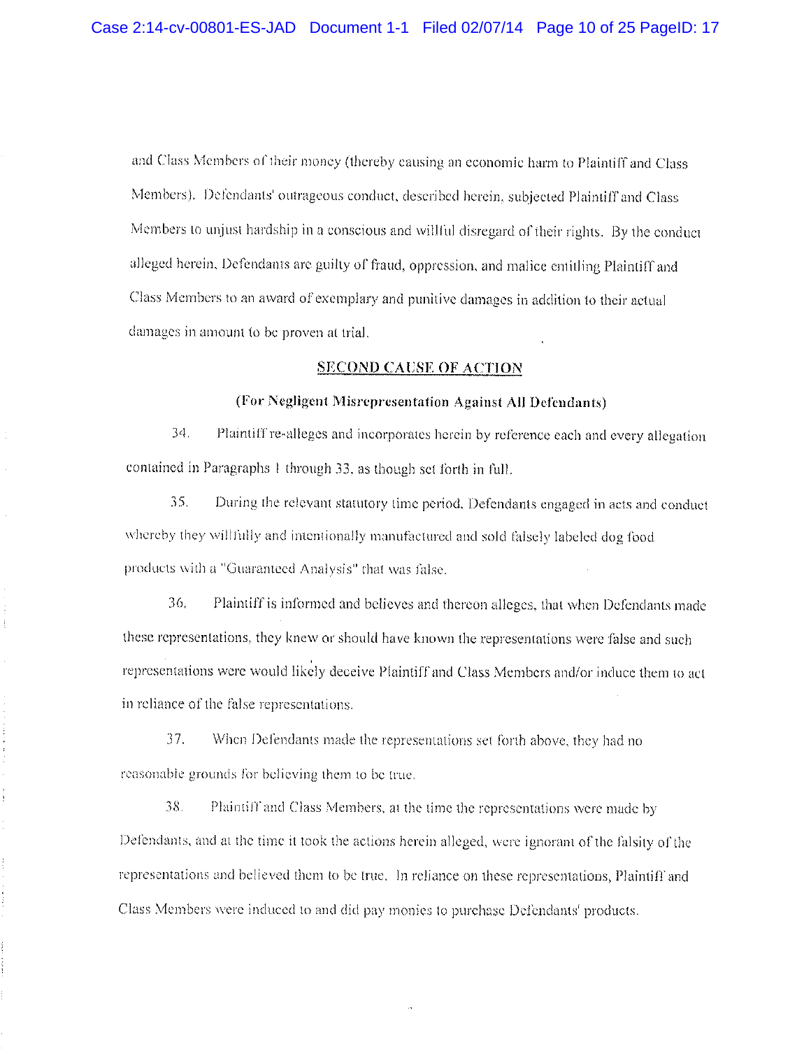and Class Members of their money (thereby causing an economic harm to Plaintiff and Class Members). Defendants' outrageous conduct, described herein, subjected Plaintiff and Class Members to unjust hardship in a conscious and willful disregard of their rights. By the conduct alleged herein, Defendants are guilty of fraud, oppression, and malice entitling Plaintiff and Class Members to an award of exemplary and punitive damages in addition to their actual damages in amount to be proven at trial.

**SECOND CAUSE OF ACTION**

**(For Negligent Misrepresentation Against All Defendants)**

34. Plaintiff re-alleges and incorporates herein by reference each and every allegation contained in Paragraphs 1 through 33, as though set forth in full.

35. During the relevant statutory time period, Defendants engaged in acts and conduct whereby they willfully and intentionally manufactured and sold falsely labeled dog food products with a "Guaranteed Analysis" that was false.

36. Plaintiff is informed and believes and thereon alleges, that when Defendants made these representations, they knew or should have known the representations were false and such representations were would likely deceive Plaintiff and Class Members and/or induce them to act in reliance of the false representations.

37. When Defendants made the representations set forth above, they had no reasonable grounds for believing them to be true.

38. Plaintiff and Class Members, at the time the representations were made by Defendants, and at the time it took the actions herein alleged, were ignorant of the falsity of the representations and believed them to be true. In reliance on these representations, Plaintiff and Class Members were induced to and did pay monies to purchase Defendants' products.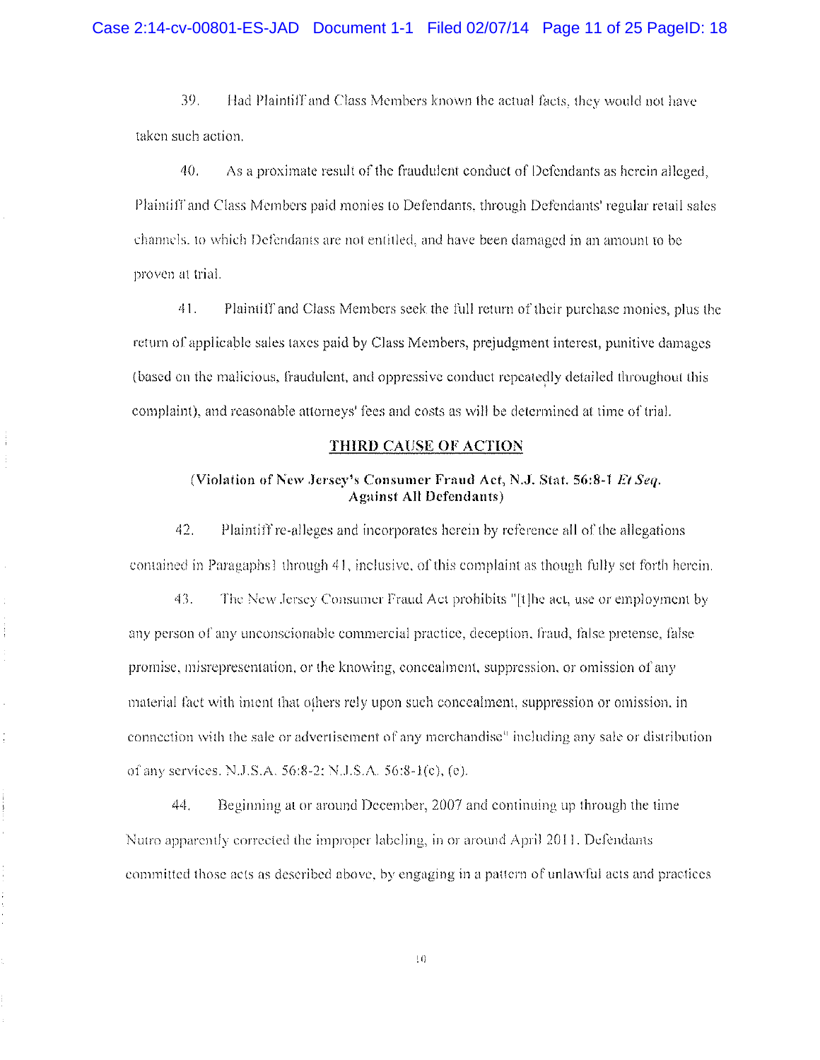39. Had Plaintiff and Class Members known the actual facts, they would not have taken such action.

40. As a proximate result of the fraudulent conduct of Defendants as herein alleged, Plaintiff and Class Members paid monies to Defendants, through Defendants' regular retail sales channels, to which Defendants are not entitled, and have been damaged in an amount to be proven at trial.

41. Plaintiff and Class Members seek the full return of their purchase monies, plus the return of applicable sales taxes paid by Class Members, prejudgment interest, punitive damages (based on the malicious, fraudulent, and oppressive conduct repeatedly detailed throughout this complaint), and reasonable attorneys' fees and costs as will be determined at time of trial.

## THIRD CAUSE OF ACTION

**(Violation of New Jersey's Consumer Fraud Act, N.J. Stat. 56:8-1 *Et Seq.* Against All Defendants)**

42. Plaintiff re-alleges and incorporates herein by reference all of the allegations contained in Paragaphs1 through 41, inclusive, of this complaint as though fully set forth herein.

43. The New Jersey Consumer Fraud Act prohibits "[t]he act, use or employment by any person of any unconscionable commercial practice, deception, fraud, false pretense, false promise, misrepresentation, or the knowing, concealment, suppression, or omission of any material fact with intent that others rely upon such concealment, suppression or omission, in connection with the sale or advertisement of any merchandise" including any sale or distribution of any services. N.J.S.A. 56:8-2; N.J.S.A. 56:8-1(c), (e).

44. Beginning at or around December, 2007 and continuing up through the time Nutro apparently corrected the improper labeling, in or around April 2011, Defendants committed those acts as described above, by engaging in a pattern of unlawful acts and practices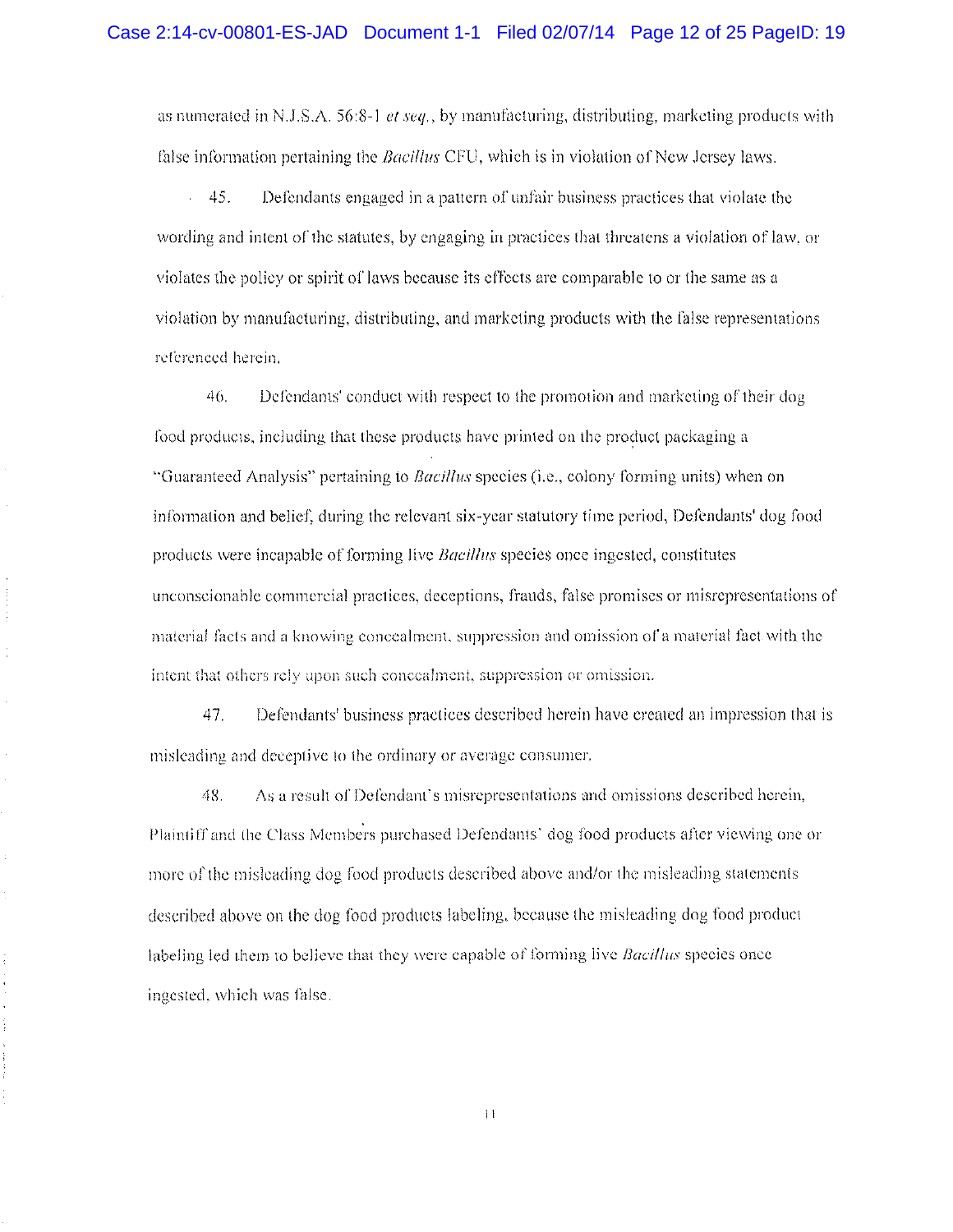as numerated in N.J.S.A. 56:8-1 *et seq.*, by manufacturing, distributing, marketing products with false information pertaining the *Bacillus* CFU, which is in violation of New Jersey laws.

45. Defendants engaged in a pattern of unfair business practices that violate the wording and intent of the statutes, by engaging in practices that threatens a violation of law, or violates the policy or spirit of laws because its effects are comparable to or the same as a violation by manufacturing, distributing, and marketing products with the false representations referenced herein.

46. Defendants' conduct with respect to the promotion and marketing of their dog food products, including that these products have printed on the product packaging a "Guaranteed Analysis" pertaining to *Bacillus* species (i.e., colony forming units) when on information and belief, during the relevant six-year statutory time period, Defendants' dog food products were incapable of forming live *Bacillus* species once ingested, constitutes unconscionable commercial practices, deceptions, frauds, false promises or misrepresentations of material facts and a knowing concealment, suppression and omission of a material fact with the intent that others rely upon such concealment, suppression or omission.

47. Defendants' business practices described herein have created an impression that is misleading and deceptive to the ordinary or average consumer.

48. As a result of Defendant's misrepresentations and omissions described herein, Plaintiff and the Class Members purchased Defendants' dog food products after viewing one or more of the misleading dog food products described above and/or the misleading statements described above on the dog food products labeling, because the misleading dog food product labeling led them to believe that they were capable of forming live *Bacillus* species once ingested, which was false.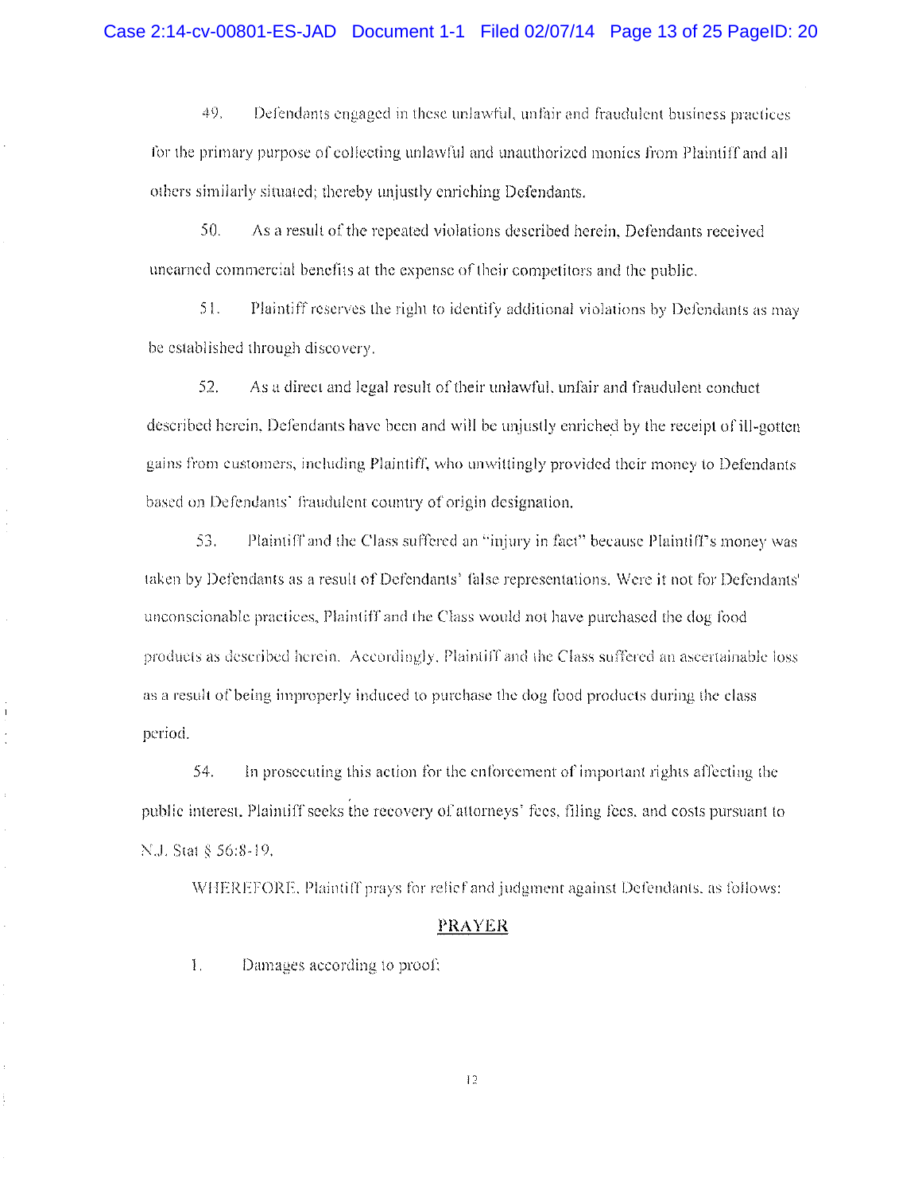49. Defendants engaged in these unlawful, unfair and fraudulent business practices for the primary purpose of collecting unlawful and unauthorized monies from Plaintiff and all others similarly situated; thereby unjustly enriching Defendants.

50. As a result of the repeated violations described herein, Defendants received unearned commercial benefits at the expense of their competitors and the public.

51. Plaintiff reserves the right to identify additional violations by Defendants as may be established through discovery.

52. As a direct and legal result of their unlawful, unfair and fraudulent conduct described herein, Defendants have been and will be unjustly enriched by the receipt of ill-gotten gains from customers, including Plaintiff, who unwittingly provided their money to Defendants based on Defendants' fraudulent country of origin designation.

53. Plaintiff and the Class suffered an "injury in fact" because Plaintiff's money was taken by Defendants as a result of Defendants' false representations. Were it not for Defendants' unconscionable practices, Plaintiff and the Class would not have purchased the dog food products as described herein. Accordingly, Plaintiff and the Class suffered an ascertainable loss as a result of being improperly induced to purchase the dog food products during the class period.

54. In prosecuting this action for the enforcement of important rights affecting the public interest, Plaintiff seeks the recovery of attorneys' fees, filing fees, and costs pursuant to N.J. Stat § 56:8-19.

WHEREFORE, Plaintiff prays for relief and judgment against Defendants, as follows:

## PRAYER

1. Damages according to proof;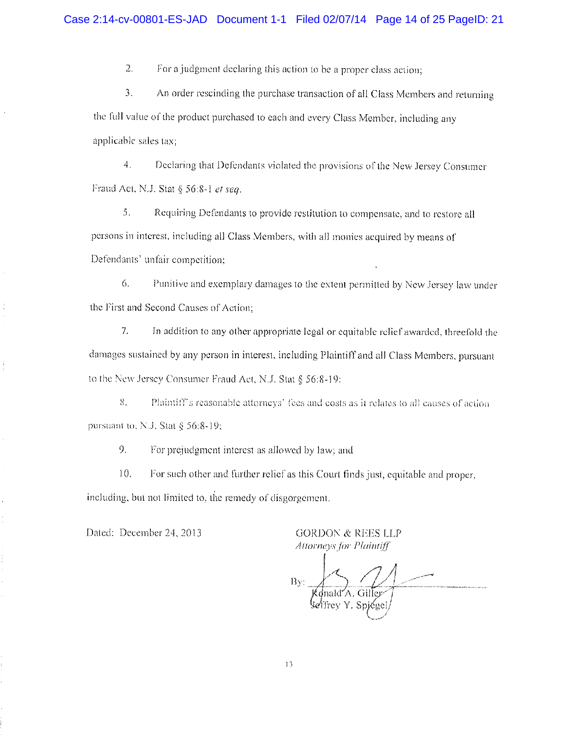2. For a judgment declaring this action to be a proper class action;

3. An order rescinding the purchase transaction of all Class Members and returning the full value of the product purchased to each and every Class Member, including any applicable sales tax;

4. Declaring that Defendants violated the provisions of the New Jersey Consumer Fraud Act, N.J. Stat § 56:8-1 *et seq.*

5. Requiring Defendants to provide restitution to compensate, and to restore all persons in interest, including all Class Members, with all monies acquired by means of Defendants' unfair competition;

6. Punitive and exemplary damages to the extent permitted by New Jersey law under the First and Second Causes of Action;

7. In addition to any other appropriate legal or equitable relief awarded, threefold the damages sustained by any person in interest, including Plaintiff and all Class Members, pursuant to the New Jersey Consumer Fraud Act, N.J. Stat § 56:8-19;

8. Plaintiff's reasonable attorneys' fees and costs as it relates to all causes of action pursuant to, N.J. Stat § 56:8-19;

9. For prejudgment interest as allowed by law; and

10. For such other and further relief as this Court finds just, equitable and proper, including, but not limited to, the remedy of disgorgement.

Dated: December 24, 2013

GORDON & REES LLP
*Attorneys for Plaintiff*

By: ______________________
Ronald A. Giller
Jeffrey Y. Spiegel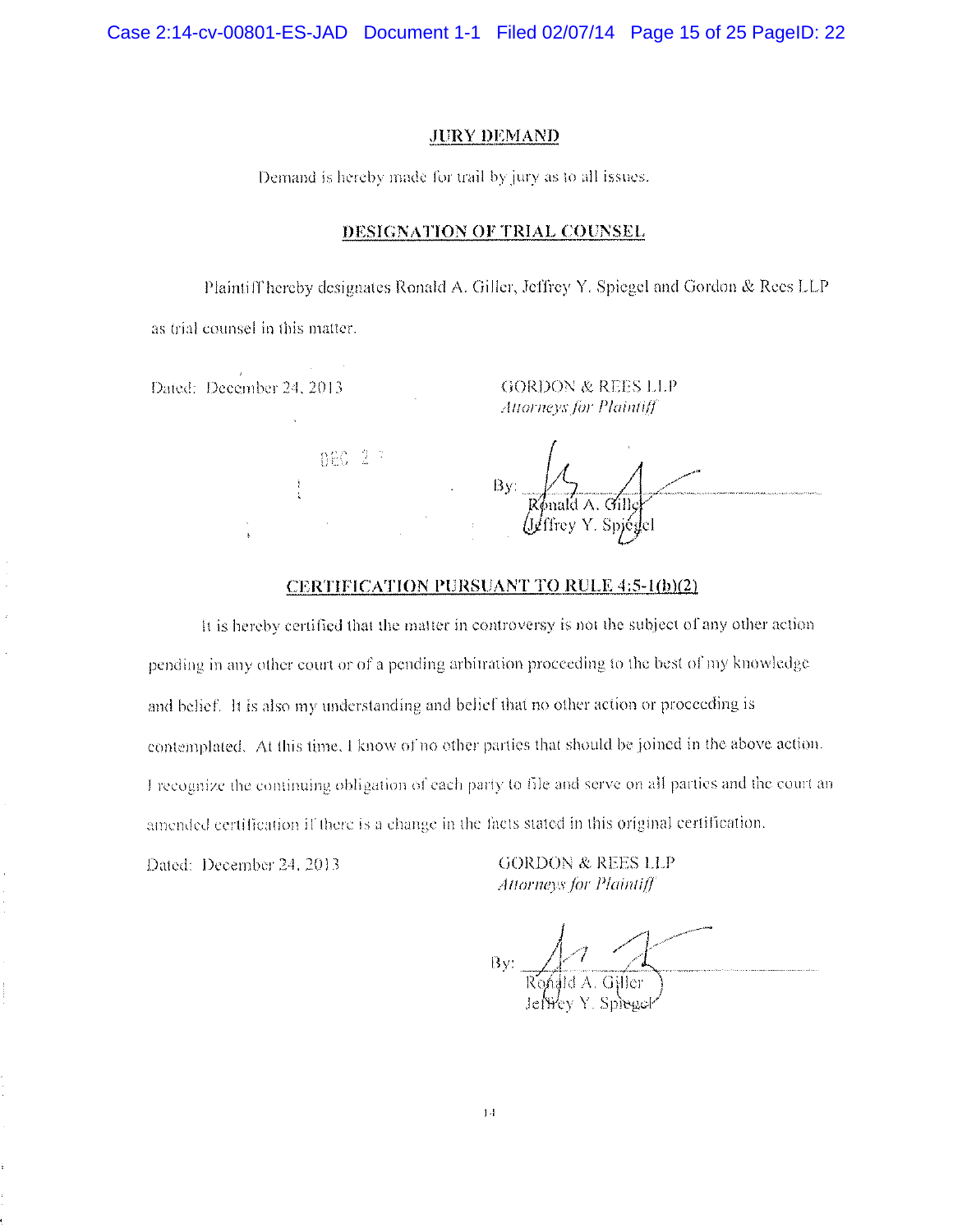## JURY DEMAND

Demand is hereby made for trail by jury as to all issues.

## DESIGNATION OF TRIAL COUNSEL

Plaintiff hereby designates Ronald A. Giller, Jeffrey Y. Spiegel and Gordon & Rees LLP as trial counsel in this matter.

Dated: December 24, 2013

GORDON & REES LLP
*Attorneys for Plaintiff*

By: Ronald A. Giller
Jeffrey Y. Spiegel

## CERTIFICATION PURSUANT TO RULE 4:5-1(b)(2)

It is hereby certified that the matter in controversy is not the subject of any other action pending in any other court or of a pending arbitration proceeding to the best of my knowledge and belief. It is also my understanding and belief that no other action or proceeding is contemplated. At this time, I know of no other parties that should be joined in the above action. I recognize the continuing obligation of each party to file and serve on all parties and the court an amended certification if there is a change in the facts stated in this original certification.

Dated: December 24, 2013

GORDON & REES LLP
*Attorneys for Plaintiff*

By: Ronald A. Giller
Jeffrey Y. Spiegel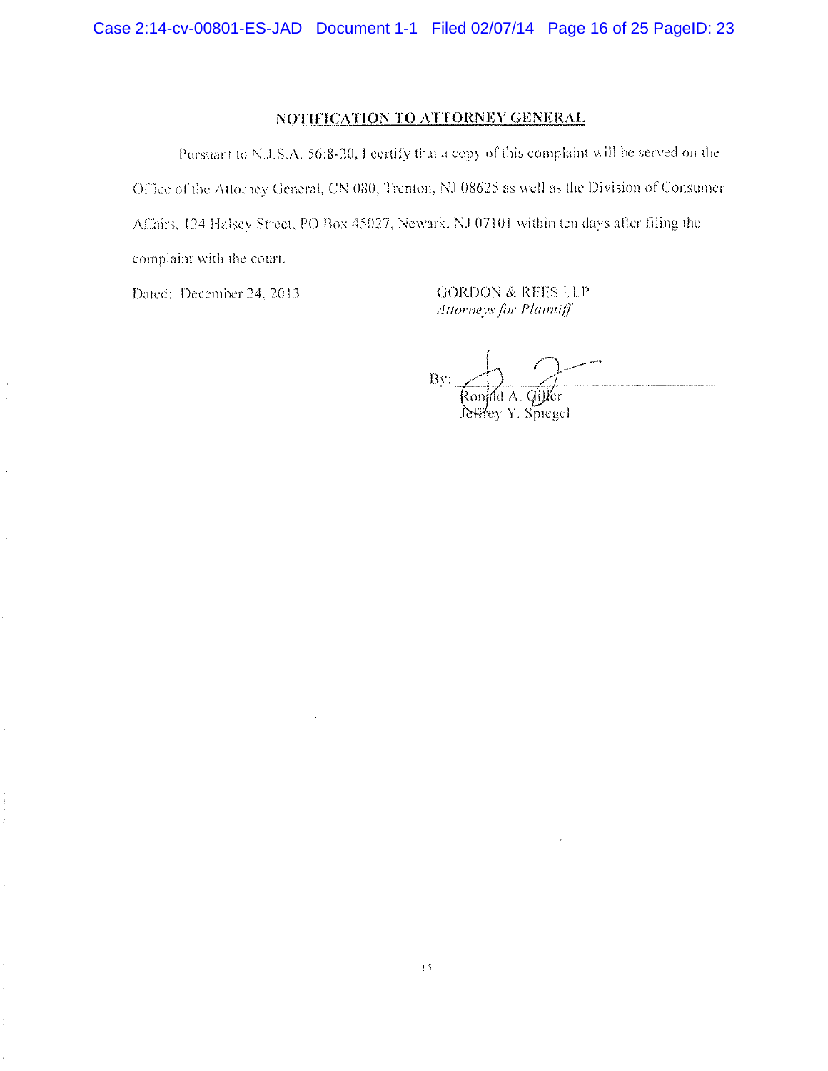## NOTIFICATION TO ATTORNEY GENERAL

Pursuant to N.J.S.A. 56:8-20, I certify that a copy of this complaint will be served on the Office of the Attorney General, CN 080, Trenton, NJ 08625 as well as the Division of Consumer Affairs, 124 Halsey Street, PO Box 45027, Newark, NJ 07101 within ten days after filing the complaint with the court.

Dated: December 24, 2013

GORDON & REES LLP
*Attorneys for Plaintiff*

By: ______________________
Ronald A. Giller
Jeffrey Y. Spiegel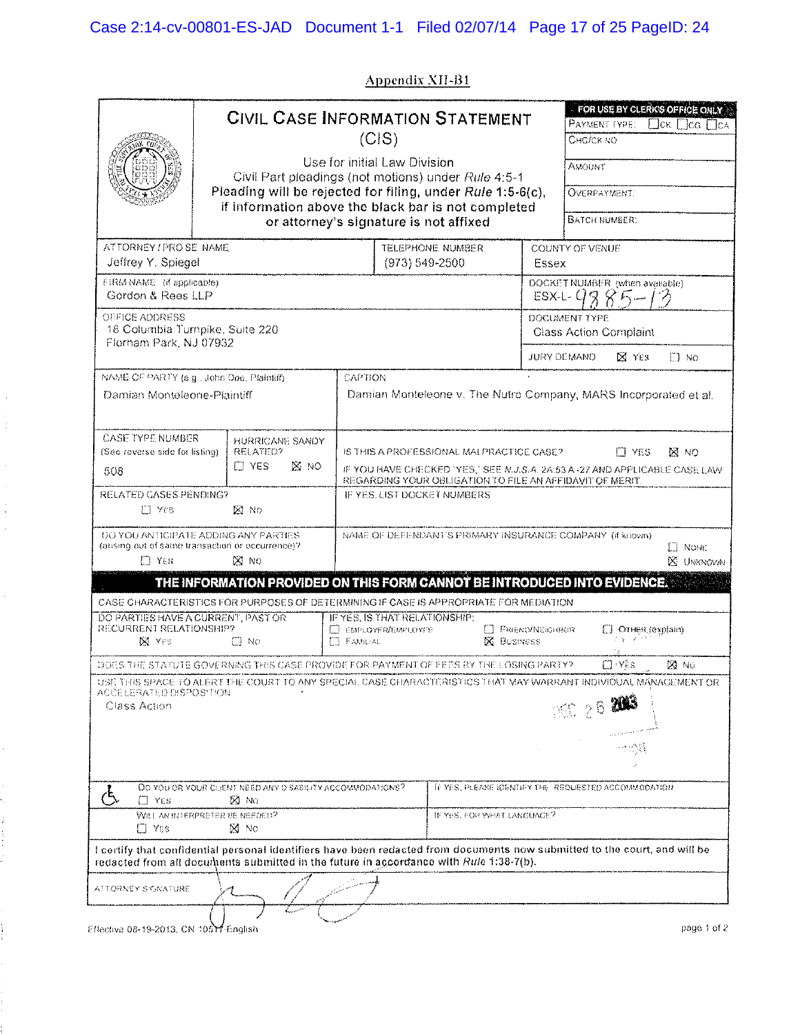Appendix XII-B1

# CIVIL CASE INFORMATION STATEMENT (CIS)

Use for initial Law Division
Civil Part pleadings (not motions) under *Rule* 4:5-1
Pleading will be rejected for filing, under *Rule* 1:5-6(c),
if information above the black bar is not completed
or attorney's signature is not affixed

| FOR USE BY CLERK'S OFFICE ONLY |
|---|
| PAYMENT TYPE: ☐CK ☐CG ☐CA |
| CHG/CK NO. |
| AMOUNT: |
| OVERPAYMENT: |
| BATCH NUMBER: |

| ATTORNEY / PRO SE NAME | TELEPHONE NUMBER | COUNTY OF VENUE |
|---|---|---|
| Jeffrey Y. Spiegel | (973) 549-2500 | Essex |

| FIRM NAME (if applicable) | DOCKET NUMBER (when available) |
|---|---|
| Gordon & Rees LLP | ESX-L- 9885-13 |

| OFFICE ADDRESS | DOCUMENT TYPE |
|---|---|
| 18 Columbia Turnpike, Suite 220<br>Florham Park, NJ 07932 | Class Action Complaint |
| | JURY DEMAND ☒ YES ☐ NO |

| NAME OF PARTY (e.g., John Doe, Plaintiff) | CAPTION |
|---|---|
| Damian Monteleone-Plaintiff | Damian Monteleone v. The Nutro Company, MARS Incorporated et al. |

| CASE TYPE NUMBER (See reverse side for listing) | HURRICANE SANDY RELATED? | IS THIS A PROFESSIONAL MALPRACTICE CASE? ☐ YES ☒ NO |
|---|---|---|
| 508 | ☐ YES ☒ NO | IF YOU HAVE CHECKED "YES," SEE *N.J.S.A.* 2A:53 A -27 AND APPLICABLE CASE LAW REGARDING YOUR OBLIGATION TO FILE AN AFFIDAVIT OF MERIT. |

| RELATED CASES PENDING? | IF YES, LIST DOCKET NUMBERS |
|---|---|
| ☐ YES ☒ NO | |

| DO YOU ANTICIPATE ADDING ANY PARTIES (arising out of same transaction or occurrence)? | NAME OF DEFENDANT'S PRIMARY INSURANCE COMPANY (if known) |
|---|---|
| ☐ YES ☒ NO | ☐ NONE ☒ UNKNOWN |

**THE INFORMATION PROVIDED ON THIS FORM CANNOT BE INTRODUCED INTO EVIDENCE.**

CASE CHARACTERISTICS FOR PURPOSES OF DETERMINING IF CASE IS APPROPRIATE FOR MEDIATION

| DO PARTIES HAVE A CURRENT, PAST OR RECURRENT RELATIONSHIP? | IF YES, IS THAT RELATIONSHIP: |
|---|---|
| ☒ YES ☐ NO | ☐ EMPLOYER/EMPLOYEE ☐ FRIEND/NEIGHBOR ☐ OTHER (explain)<br>☐ FAMILIAL ☒ BUSINESS |

DOES THE STATUTE GOVERNING THIS CASE PROVIDE FOR PAYMENT OF FEES BY THE LOSING PARTY? ☐ YES ☒ NO

USE THIS SPACE TO ALERT THE COURT TO ANY SPECIAL CASE CHARACTERISTICS THAT MAY WARRANT INDIVIDUAL MANAGEMENT OR ACCELERATED DISPOSITION

Class Action

DEC 26 2013

| DO YOU OR YOUR CLIENT NEED ANY DISABILITY ACCOMMODATIONS? | IF YES, PLEASE IDENTIFY THE REQUESTED ACCOMMODATION |
|---|---|
| ☐ YES ☒ NO | |
| WILL AN INTERPRETER BE NEEDED? | IF YES, FOR WHAT LANGUAGE? |
| ☐ YES ☒ NO | |

I certify that confidential personal identifiers have been redacted from documents now submitted to the court, and will be redacted from all documents submitted in the future in accordance with *Rule* 1:38-7(b).

ATTORNEY SIGNATURE: [signature]

Effective 08-19-2013, CN 10517-English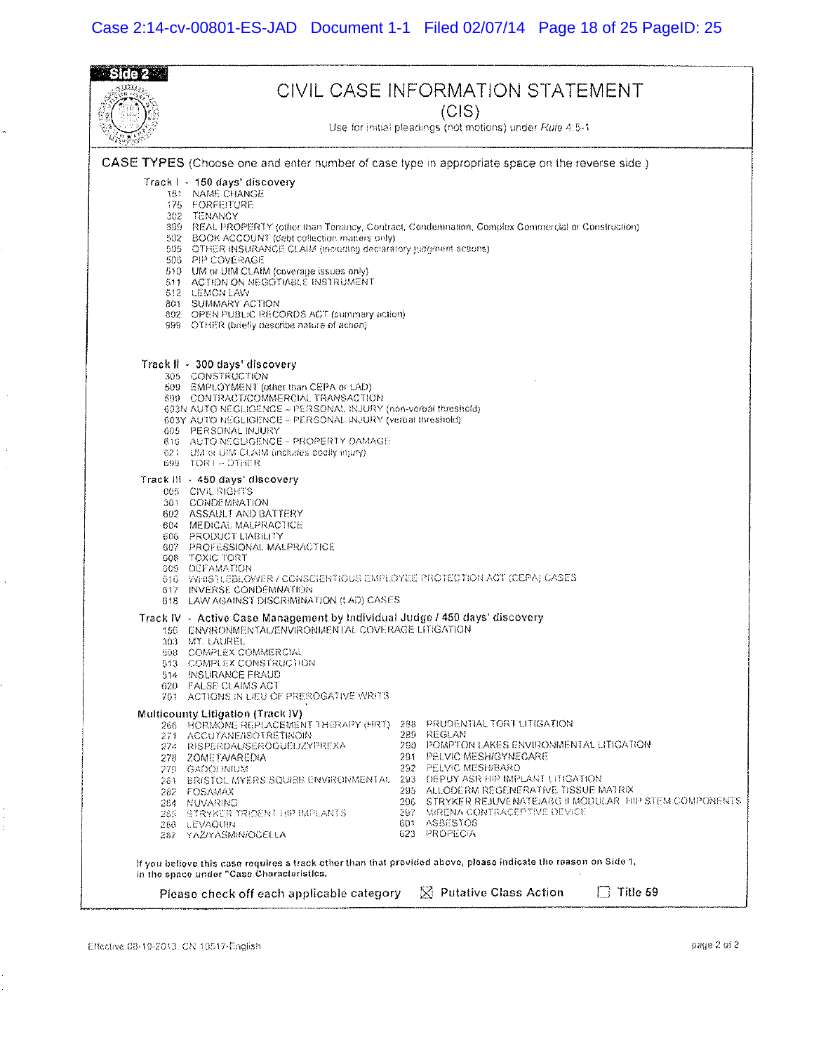Side 2

# CIVIL CASE INFORMATION STATEMENT

## (CIS)

Use for initial pleadings (not motions) under *Rule* 4:5-1

**CASE TYPES** (Choose one and enter number of case type in appropriate space on the reverse side.)

**Track I - 150 days' discovery**

- 151 NAME CHANGE
- 175 FORFEITURE
- 302 TENANCY
- 399 REAL PROPERTY (other than Tenancy, Contract, Condemnation, Complex Commercial or Construction)
- 502 BOOK ACCOUNT (debt collection matters only)
- 505 OTHER INSURANCE CLAIM (including declaratory judgment actions)
- 506 PIP COVERAGE
- 510 UM or UIM CLAIM (coverage issues only)
- 511 ACTION ON NEGOTIABLE INSTRUMENT
- 512 LEMON LAW
- 801 SUMMARY ACTION
- 802 OPEN PUBLIC RECORDS ACT (summary action)
- 999 OTHER (briefly describe nature of action)

**Track II - 300 days' discovery**

- 305 CONSTRUCTION
- 509 EMPLOYMENT (other than CEPA or LAD)
- 599 CONTRACT/COMMERCIAL TRANSACTION
- 603N AUTO NEGLIGENCE – PERSONAL INJURY (non-verbal threshold)
- 603Y AUTO NEGLIGENCE – PERSONAL INJURY (verbal threshold)
- 605 PERSONAL INJURY
- 610 AUTO NEGLIGENCE – PROPERTY DAMAGE
- 621 UM or UIM CLAIM (includes bodily injury)
- 699 TORT – OTHER

**Track III - 450 days' discovery**

- 005 CIVIL RIGHTS
- 301 CONDEMNATION
- 602 ASSAULT AND BATTERY
- 604 MEDICAL MALPRACTICE
- 606 PRODUCT LIABILITY
- 607 PROFESSIONAL MALPRACTICE
- 608 TOXIC TORT
- 609 DEFAMATION
- 616 WHISTLEBLOWER / CONSCIENTIOUS EMPLOYEE PROTECTION ACT (CEPA) CASES
- 617 INVERSE CONDEMNATION
- 618 LAW AGAINST DISCRIMINATION (LAD) CASES

**Track IV - Active Case Management by Individual Judge / 450 days' discovery**

- 156 ENVIRONMENTAL/ENVIRONMENTAL COVERAGE LITIGATION
- 303 MT. LAUREL
- 508 COMPLEX COMMERCIAL
- 513 COMPLEX CONSTRUCTION
- 514 INSURANCE FRAUD
- 620 FALSE CLAIMS ACT
- 701 ACTIONS IN LIEU OF PREROGATIVE WRITS

**Multicounty Litigation (Track IV)**

- 266 HORMONE REPLACEMENT THERAPY (HRT)
- 271 ACCUTANE/ISOTRETINOIN
- 274 RISPERDAL/SEROQUEL/ZYPREXA
- 278 ZOMETA/AREDIA
- 279 GADOLINIUM
- 281 BRISTOL-MYERS SQUIBB ENVIRONMENTAL
- 282 FOSAMAX
- 284 NUVARING
- 285 STRYKER TRIDENT HIP IMPLANTS
- 286 LEVAQUIN
- 287 YAZ/YASMIN/OCELLA
- 288 PRUDENTIAL TORT LITIGATION
- 289 REGLAN
- 290 POMPTON LAKES ENVIRONMENTAL LITIGATION
- 291 PELVIC MESH/GYNECARE
- 292 PELVIC MESH/BARD
- 293 DEPUY ASR HIP IMPLANT LITIGATION
- 295 ALLODERM REGENERATIVE TISSUE MATRIX
- 296 STRYKER REJUVENATE/ABG II MODULAR HIP STEM COMPONENTS
- 297 MIRENA CONTRACEPTIVE DEVICE
- 601 ASBESTOS
- 623 PROPECIA

If you believe this case requires a track other than that provided above, please indicate the reason on Side 1, in the space under "Case Characteristics.

Please check off each applicable category ☒ Putative Class Action ☐ Title 59

Effective 08-19-2013, CN 10517-English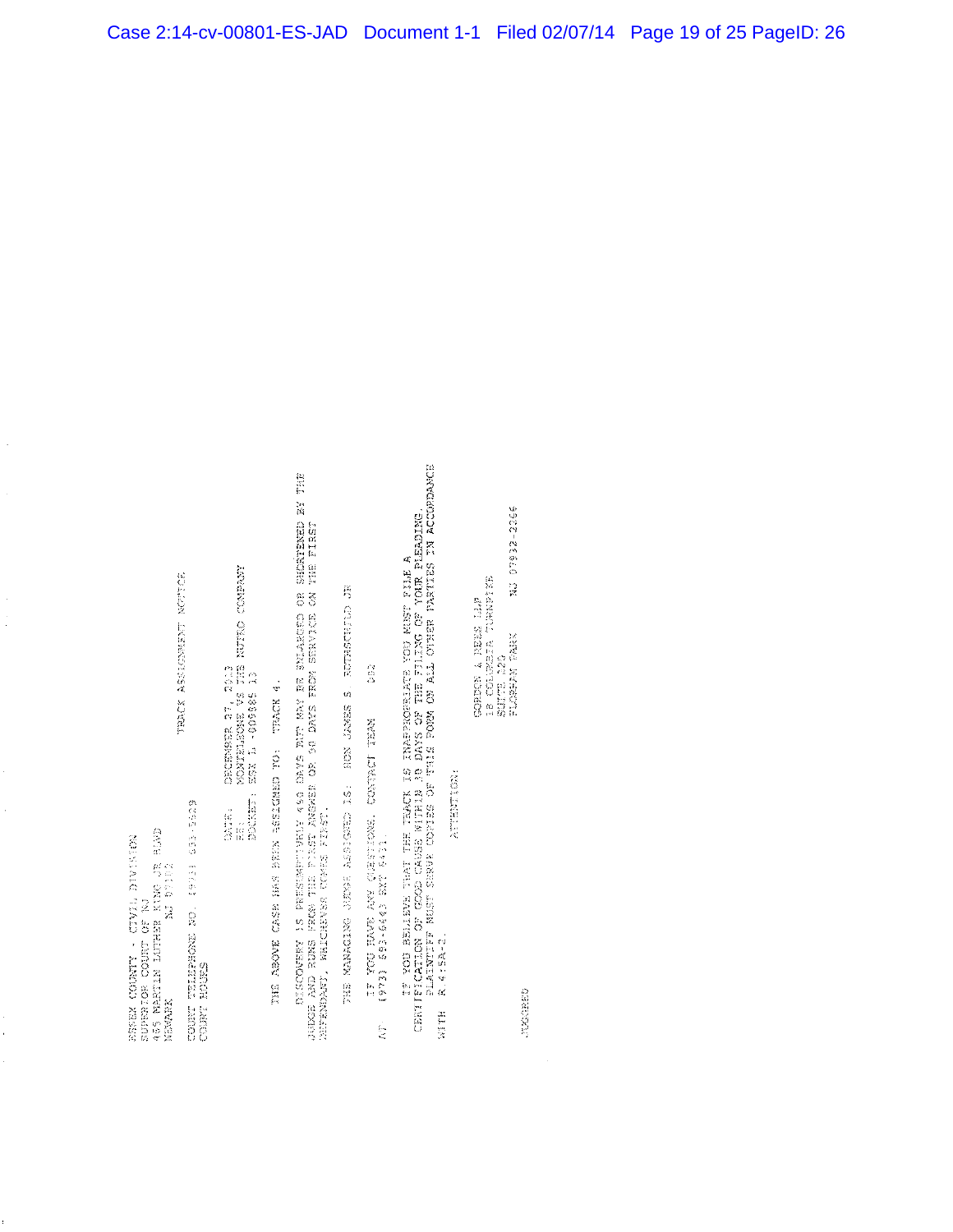ESSEX COUNTY - CIVIL DIVISION
SUPERIOR COURT OF NJ
465 MARTIN LUTHER KING JR BLVD
NEWARK NJ 07102

TRACK ASSIGNMENT NOTICE

COURT TELEPHONE NO. (973) 693-5529
COURT HOURS

DATE: DECEMBER 27, 2013
RE: MONTELEONE VS THE NUTRO COMPANY
DOCKET: ESX L -009385 13

THE ABOVE CASE HAS BEEN ASSIGNED TO: TRACK 4.

DISCOVERY IS PRESUMPTIVELY 450 DAYS BUT MAY BE ENLARGED OR SHORTENED BY THE JUDGE AND RUNS FROM THE FIRST ANSWER OR 90 DAYS FROM SERVICE ON THE FIRST DEFENDANT, WHICHEVER COMES FIRST.

THE MANAGING JUDGE ASSIGNED IS: HON JAMES S. ROTHSCHILD JR

IF YOU HAVE ANY QUESTIONS, CONTACT TEAM 002
AT: (973) 693-6443 EXT 6431.

IF YOU BELIEVE THAT THE TRACK IS INAPPROPRIATE YOU MUST FILE A CERTIFICATION OF GOOD CAUSE WITHIN 30 DAYS OF THE FILING OF YOUR PLEADING. PLAINTIFF MUST SERVE COPIES OF THIS FORM ON ALL OTHER PARTIES IN ACCORDANCE WITH R.4:5A-2.

ATTENTION:

GORDON & REES LLP
18 COLUMBIA TURNPIKE
SUITE 220
FLORHAM PARK NJ 07932-2266

JUCGREG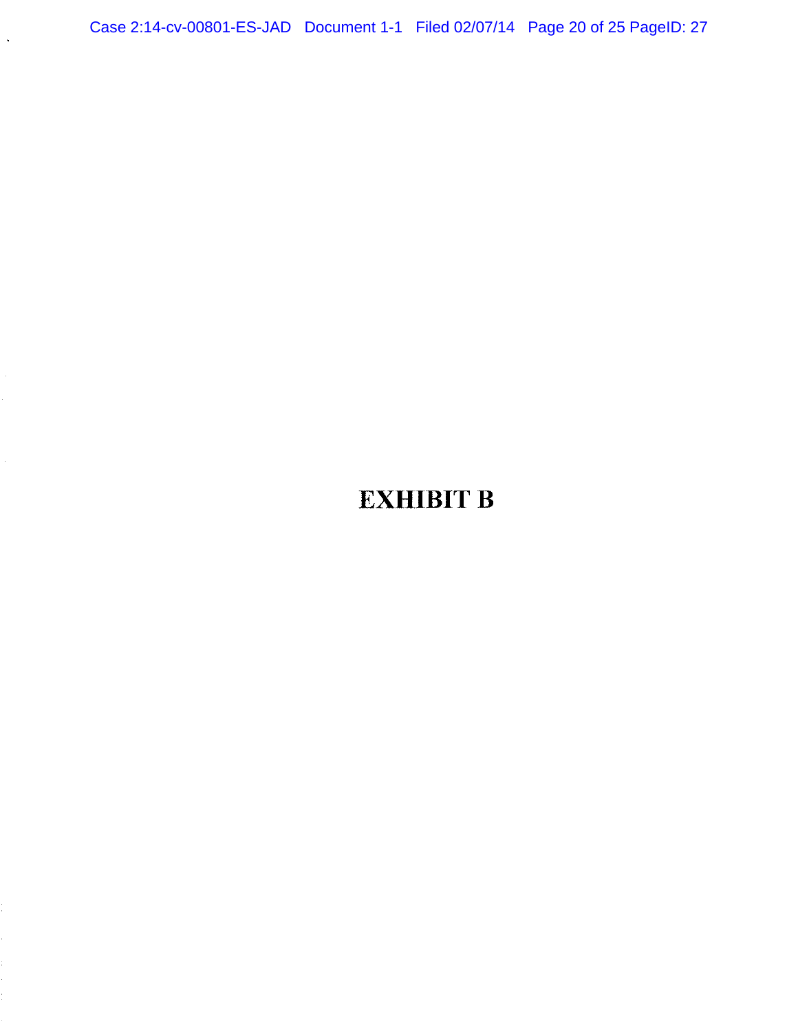# EXHIBIT B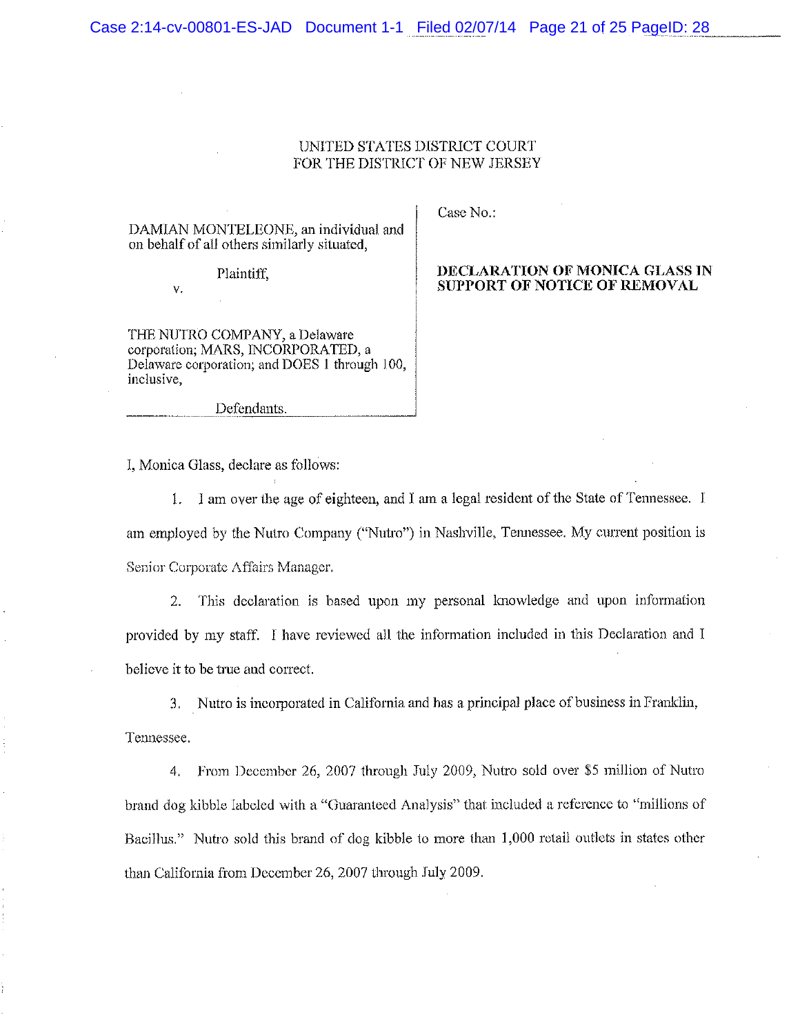UNITED STATES DISTRICT COURT
FOR THE DISTRICT OF NEW JERSEY

| | |
|---|---|
| DAMIAN MONTELEONE, an individual and on behalf of all others similarly situated,<br><br>Plaintiff,<br><br>v.<br><br>THE NUTRO COMPANY, a Delaware corporation; MARS, INCORPORATED, a Delaware corporation; and DOES 1 through 100, inclusive,<br><br>Defendants. | Case No.:<br><br>**DECLARATION OF MONICA GLASS IN SUPPORT OF NOTICE OF REMOVAL** |

I, Monica Glass, declare as follows:

1. I am over the age of eighteen, and I am a legal resident of the State of Tennessee. I am employed by the Nutro Company ("Nutro") in Nashville, Tennessee. My current position is Senior Corporate Affairs Manager.

2. This declaration is based upon my personal knowledge and upon information provided by my staff. I have reviewed all the information included in this Declaration and I believe it to be true and correct.

3. Nutro is incorporated in California and has a principal place of business in Franklin, Tennessee.

4. From December 26, 2007 through July 2009, Nutro sold over $5 million of Nutro brand dog kibble labeled with a "Guaranteed Analysis" that included a reference to "millions of Bacillus." Nutro sold this brand of dog kibble to more than 1,000 retail outlets in states other than California from December 26, 2007 through July 2009.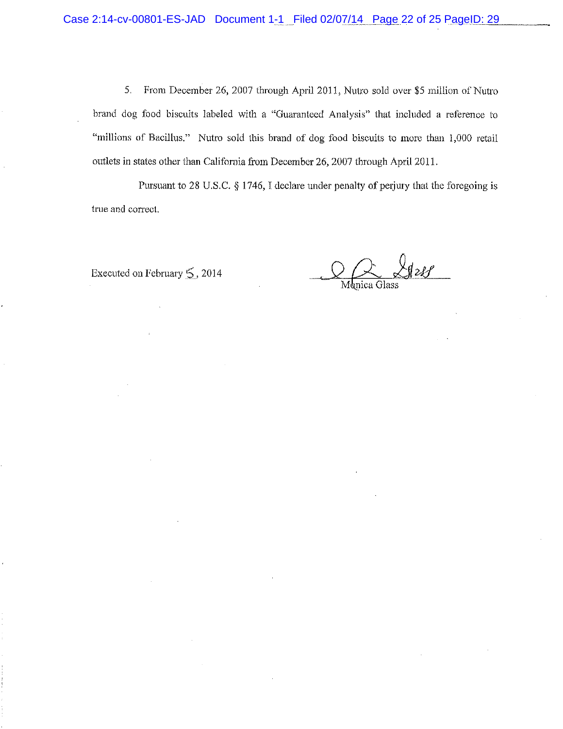5. From December 26, 2007 through April 2011, Nutro sold over $5 million of Nutro brand dog food biscuits labeled with a "Guaranteed Analysis" that included a reference to "millions of Bacillus." Nutro sold this brand of dog food biscuits to more than 1,000 retail outlets in states other than California from December 26, 2007 through April 2011.

Pursuant to 28 U.S.C. § 1746, I declare under penalty of perjury that the foregoing is true and correct.

Executed on February 5, 2014

Monica Glass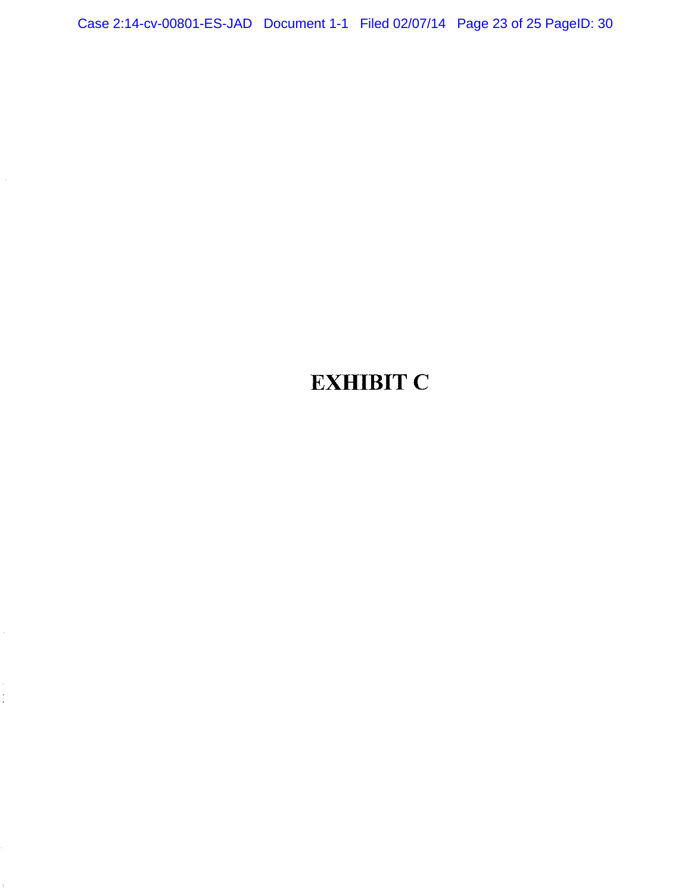# EXHIBIT C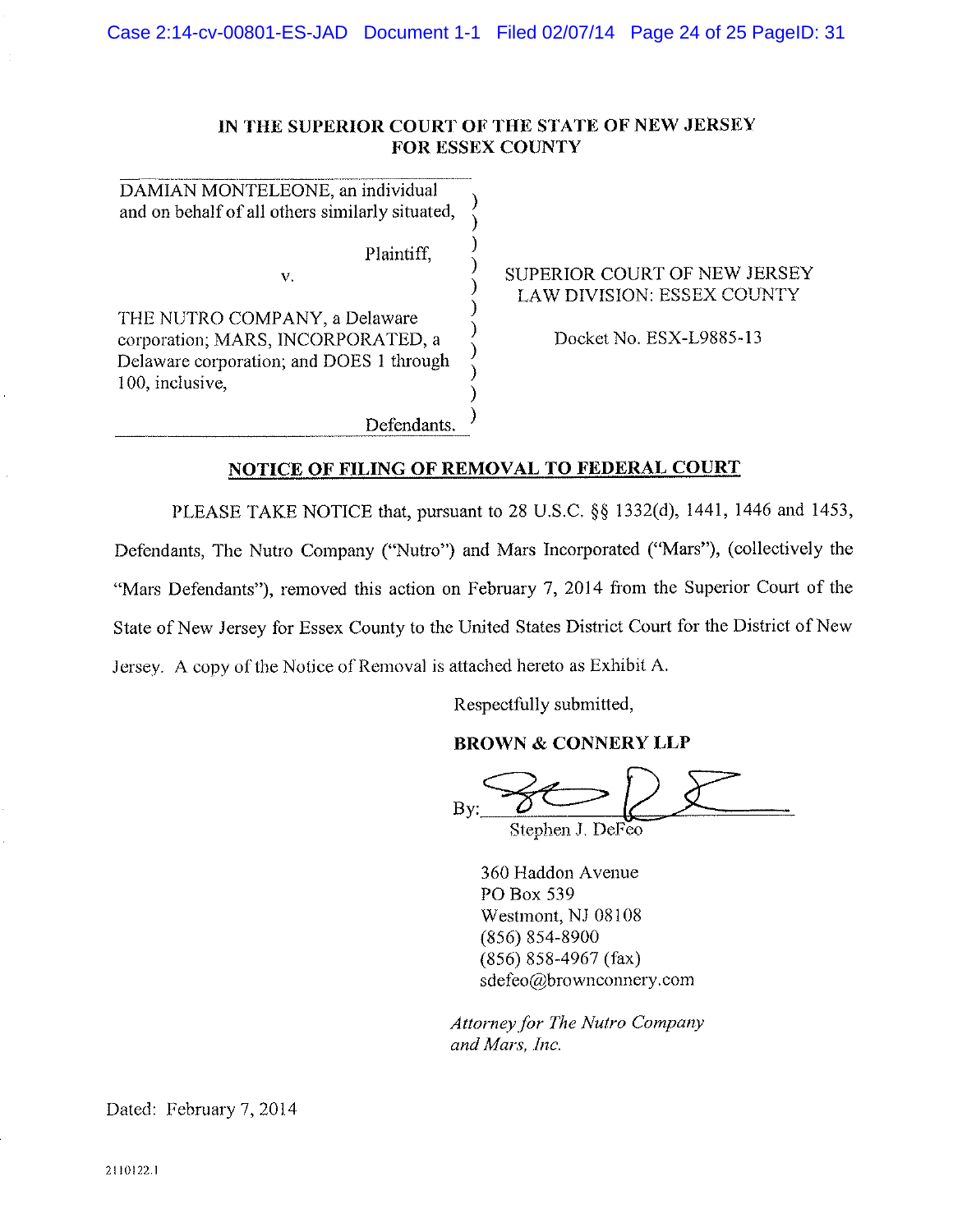**IN THE SUPERIOR COURT OF THE STATE OF NEW JERSEY**
**FOR ESSEX COUNTY**

| | |
|---|---|
| DAMIAN MONTELEONE, an individual and on behalf of all others similarly situated,<br><br>Plaintiff,<br><br>v.<br><br>THE NUTRO COMPANY, a Delaware corporation; MARS, INCORPORATED, a Delaware corporation; and DOES 1 through 100, inclusive,<br><br>Defendants. | SUPERIOR COURT OF NEW JERSEY<br>LAW DIVISION: ESSEX COUNTY<br><br>Docket No. ESX-L9885-13 |

**NOTICE OF FILING OF REMOVAL TO FEDERAL COURT**

PLEASE TAKE NOTICE that, pursuant to 28 U.S.C. §§ 1332(d), 1441, 1446 and 1453, Defendants, The Nutro Company ("Nutro") and Mars Incorporated ("Mars"), (collectively the "Mars Defendants"), removed this action on February 7, 2014 from the Superior Court of the State of New Jersey for Essex County to the United States District Court for the District of New Jersey. A copy of the Notice of Removal is attached hereto as Exhibit A.

Respectfully submitted,

**BROWN & CONNERY LLP**

By: ______________________
Stephen J. DeFeo

360 Haddon Avenue
PO Box 539
Westmont, NJ 08108
(856) 854-8900
(856) 858-4967 (fax)
sdefeo@brownconnery.com

*Attorney for The Nutro Company and Mars, Inc.*

Dated: February 7, 2014

2110122.1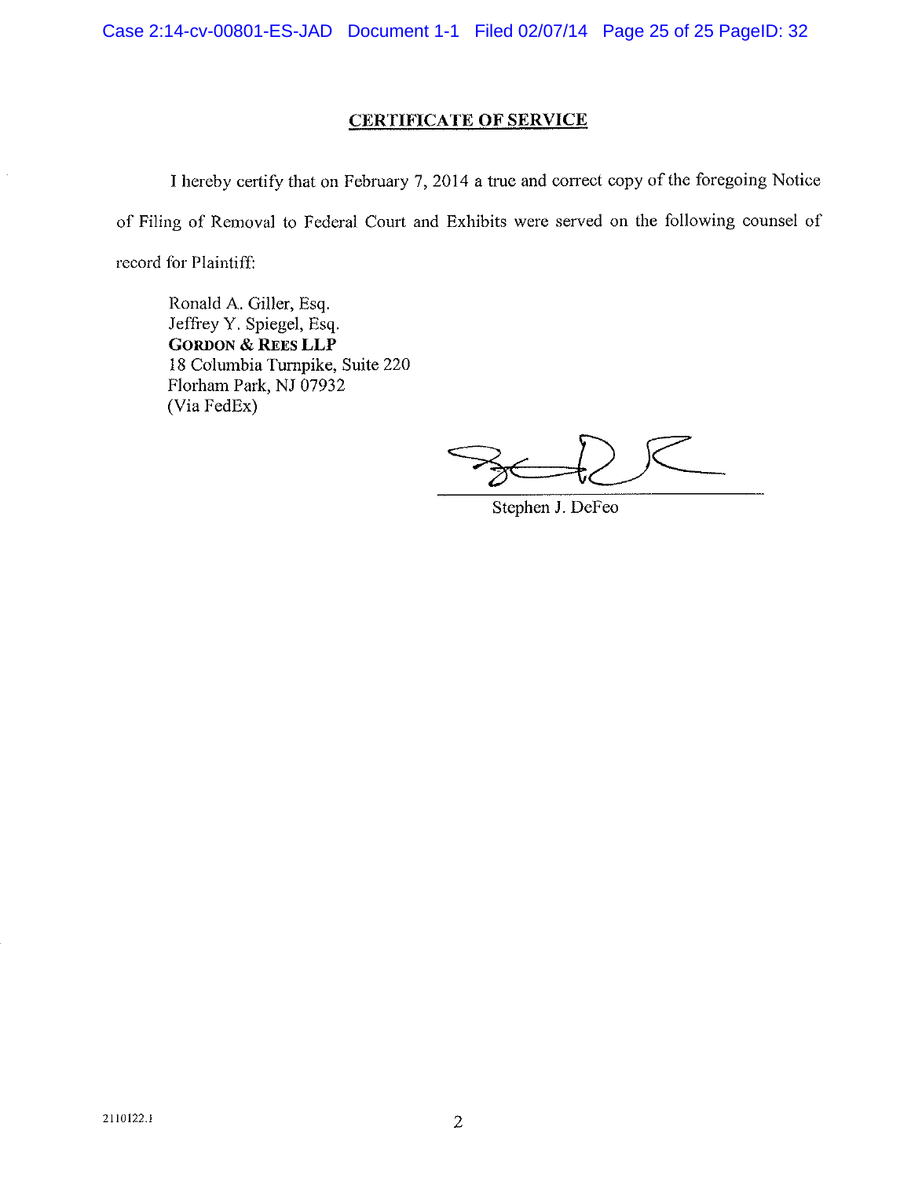## CERTIFICATE OF SERVICE

I hereby certify that on February 7, 2014 a true and correct copy of the foregoing Notice of Filing of Removal to Federal Court and Exhibits were served on the following counsel of record for Plaintiff:

Ronald A. Giller, Esq.
Jeffrey Y. Spiegel, Esq.
**GORDON & REES LLP**
18 Columbia Turnpike, Suite 220
Florham Park, NJ 07932
(Via FedEx)

Stephen J. DeFeo

2110122.1